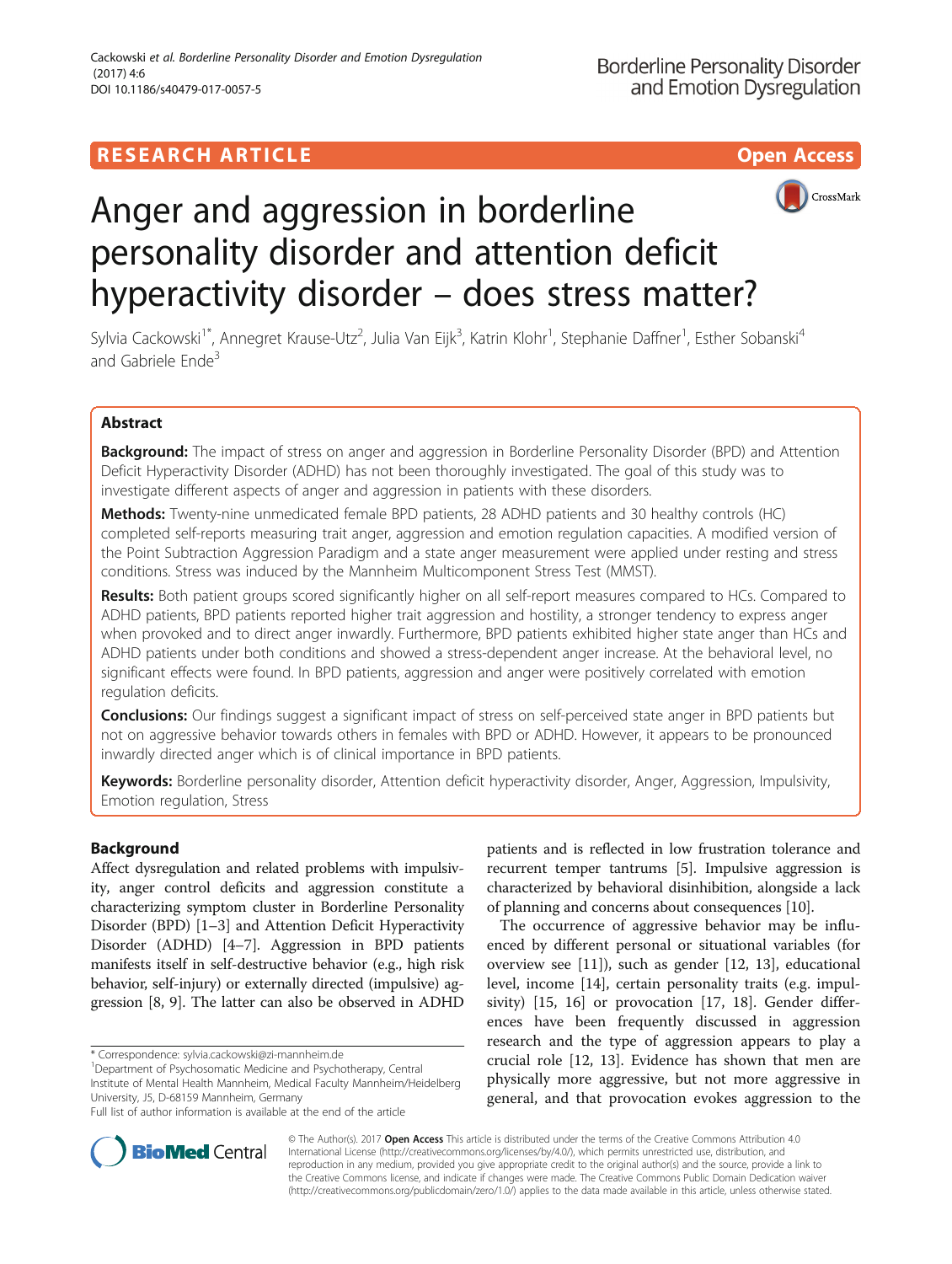RESEARCH ARTICLE Open Access

# Anger and aggression in borderline personality disorder and attention deficit hyperactivity disorder – does stress matter?

Sylvia Cackowski[1*], Annegret Krause-Utz[2], Julia Van Eijk[3], Katrin Klohr[1], Stephanie Daffner[1], Esther Sobanski[4] and Gabriele Ende[3]

## Abstract

**Background:** The impact of stress on anger and aggression in Borderline Personality Disorder (BPD) and Attention Deficit Hyperactivity Disorder (ADHD) has not been thoroughly investigated. The goal of this study was to investigate different aspects of anger and aggression in patients with these disorders.

**Methods:** Twenty-nine unmedicated female BPD patients, 28 ADHD patients and 30 healthy controls (HC) completed self-reports measuring trait anger, aggression and emotion regulation capacities. A modified version of the Point Subtraction Aggression Paradigm and a state anger measurement were applied under resting and stress conditions. Stress was induced by the Mannheim Multicomponent Stress Test (MMST).

**Results:** Both patient groups scored significantly higher on all self-report measures compared to HCs. Compared to ADHD patients, BPD patients reported higher trait aggression and hostility, a stronger tendency to express anger when provoked and to direct anger inwardly. Furthermore, BPD patients exhibited higher state anger than HCs and ADHD patients under both conditions and showed a stress-dependent anger increase. At the behavioral level, no significant effects were found. In BPD patients, aggression and anger were positively correlated with emotion regulation deficits.

**Conclusions:** Our findings suggest a significant impact of stress on self-perceived state anger in BPD patients but not on aggressive behavior towards others in females with BPD or ADHD. However, it appears to be pronounced inwardly directed anger which is of clinical importance in BPD patients.

**Keywords:** Borderline personality disorder, Attention deficit hyperactivity disorder, Anger, Aggression, Impulsivity, Emotion regulation, Stress

## Background

Affect dysregulation and related problems with impulsivity, anger control deficits and aggression constitute a characterizing symptom cluster in Borderline Personality Disorder (BPD) [1–3] and Attention Deficit Hyperactivity Disorder (ADHD) [4–7]. Aggression in BPD patients manifests itself in self-destructive behavior (e.g., high risk behavior, self-injury) or externally directed (impulsive) aggression [8, 9]. The latter can also be observed in ADHD patients and is reflected in low frustration tolerance and recurrent temper tantrums [5]. Impulsive aggression is characterized by behavioral disinhibition, alongside a lack of planning and concerns about consequences [10].

The occurrence of aggressive behavior may be influenced by different personal or situational variables (for overview see [11]), such as gender [12, 13], educational level, income [14], certain personality traits (e.g. impulsivity) [15, 16] or provocation [17, 18]. Gender differences have been frequently discussed in aggression research and the type of aggression appears to play a crucial role [12, 13]. Evidence has shown that men are physically more aggressive, but not more aggressive in general, and that provocation evokes aggression to the

* Correspondence: sylvia.cackowski@zi-mannheim.de
[1]Department of Psychosomatic Medicine and Psychotherapy, Central Institute of Mental Health Mannheim, Medical Faculty Mannheim/Heidelberg University, J5, D-68159 Mannheim, Germany
Full list of author information is available at the end of the article

© The Author(s). 2017 **Open Access** This article is distributed under the terms of the Creative Commons Attribution 4.0 International License (http://creativecommons.org/licenses/by/4.0/), which permits unrestricted use, distribution, and reproduction in any medium, provided you give appropriate credit to the original author(s) and the source, provide a link to the Creative Commons license, and indicate if changes were made. The Creative Commons Public Domain Dedication waiver (http://creativecommons.org/publicdomain/zero/1.0/) applies to the data made available in this article, unless otherwise stated.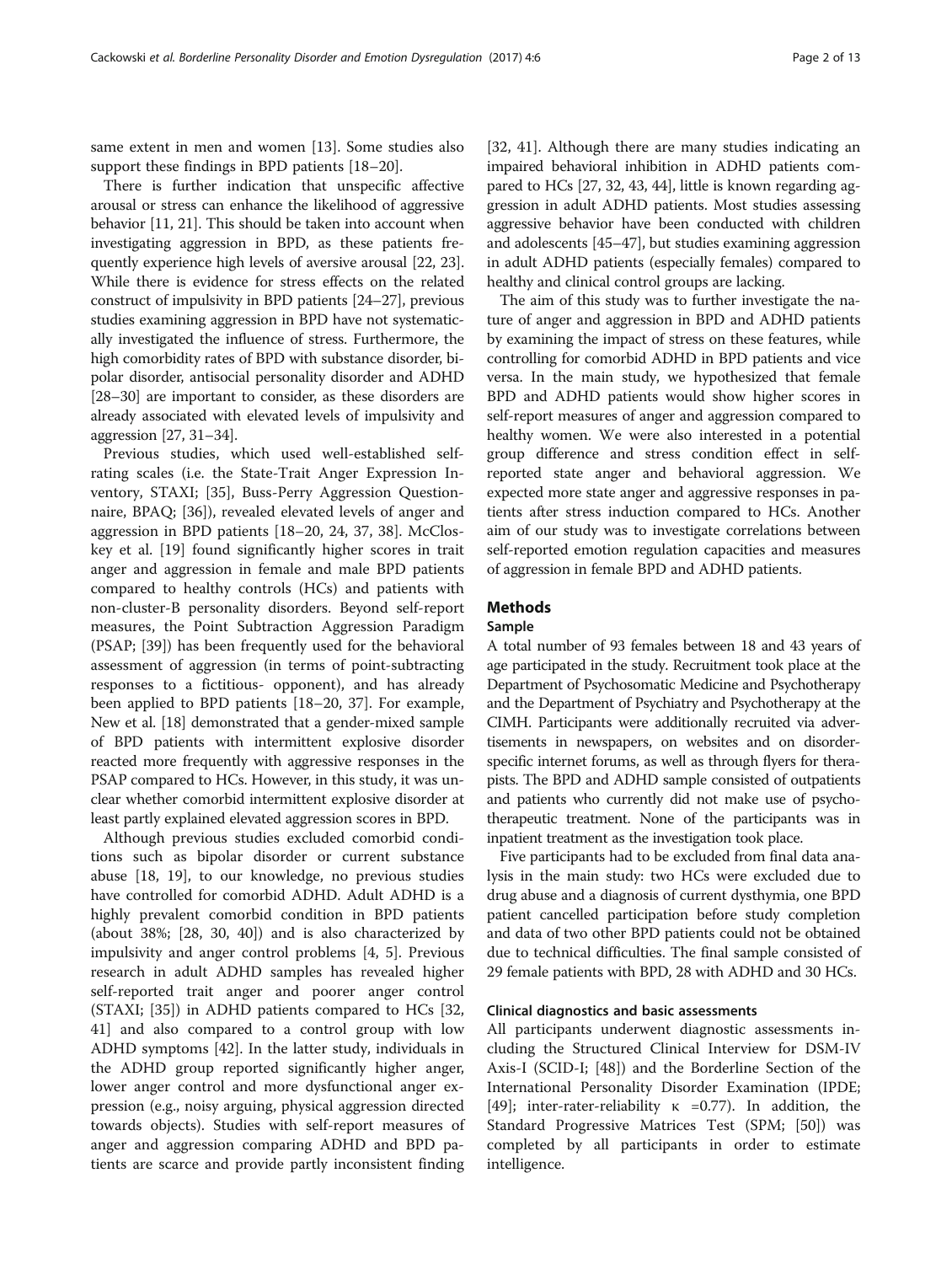same extent in men and women [13]. Some studies also support these findings in BPD patients [18–20].

There is further indication that unspecific affective arousal or stress can enhance the likelihood of aggressive behavior [11, 21]. This should be taken into account when investigating aggression in BPD, as these patients frequently experience high levels of aversive arousal [22, 23]. While there is evidence for stress effects on the related construct of impulsivity in BPD patients [24–27], previous studies examining aggression in BPD have not systematically investigated the influence of stress. Furthermore, the high comorbidity rates of BPD with substance disorder, bipolar disorder, antisocial personality disorder and ADHD [28–30] are important to consider, as these disorders are already associated with elevated levels of impulsivity and aggression [27, 31–34].

Previous studies, which used well-established self-rating scales (i.e. the State-Trait Anger Expression Inventory, STAXI; [35], Buss-Perry Aggression Questionnaire, BPAQ; [36]), revealed elevated levels of anger and aggression in BPD patients [18–20, 24, 37, 38]. McCloskey et al. [19] found significantly higher scores in trait anger and aggression in female and male BPD patients compared to healthy controls (HCs) and patients with non-cluster-B personality disorders. Beyond self-report measures, the Point Subtraction Aggression Paradigm (PSAP; [39]) has been frequently used for the behavioral assessment of aggression (in terms of point-subtracting responses to a fictitious- opponent), and has already been applied to BPD patients [18–20, 37]. For example, New et al. [18] demonstrated that a gender-mixed sample of BPD patients with intermittent explosive disorder reacted more frequently with aggressive responses in the PSAP compared to HCs. However, in this study, it was unclear whether comorbid intermittent explosive disorder at least partly explained elevated aggression scores in BPD.

Although previous studies excluded comorbid conditions such as bipolar disorder or current substance abuse [18, 19], to our knowledge, no previous studies have controlled for comorbid ADHD. Adult ADHD is a highly prevalent comorbid condition in BPD patients (about 38%; [28, 30, 40]) and is also characterized by impulsivity and anger control problems [4, 5]. Previous research in adult ADHD samples has revealed higher self-reported trait anger and poorer anger control (STAXI; [35]) in ADHD patients compared to HCs [32, 41] and also compared to a control group with low ADHD symptoms [42]. In the latter study, individuals in the ADHD group reported significantly higher anger, lower anger control and more dysfunctional anger expression (e.g., noisy arguing, physical aggression directed towards objects). Studies with self-report measures of anger and aggression comparing ADHD and BPD patients are scarce and provide partly inconsistent finding [32, 41]. Although there are many studies indicating an impaired behavioral inhibition in ADHD patients compared to HCs [27, 32, 43, 44], little is known regarding aggression in adult ADHD patients. Most studies assessing aggressive behavior have been conducted with children and adolescents [45–47], but studies examining aggression in adult ADHD patients (especially females) compared to healthy and clinical control groups are lacking.

The aim of this study was to further investigate the nature of anger and aggression in BPD and ADHD patients by examining the impact of stress on these features, while controlling for comorbid ADHD in BPD patients and vice versa. In the main study, we hypothesized that female BPD and ADHD patients would show higher scores in self-report measures of anger and aggression compared to healthy women. We were also interested in a potential group difference and stress condition effect in self-reported state anger and behavioral aggression. We expected more state anger and aggressive responses in patients after stress induction compared to HCs. Another aim of our study was to investigate correlations between self-reported emotion regulation capacities and measures of aggression in female BPD and ADHD patients.

## Methods

### Sample

A total number of 93 females between 18 and 43 years of age participated in the study. Recruitment took place at the Department of Psychosomatic Medicine and Psychotherapy and the Department of Psychiatry and Psychotherapy at the CIMH. Participants were additionally recruited via advertisements in newspapers, on websites and on disorder-specific internet forums, as well as through flyers for therapists. The BPD and ADHD sample consisted of outpatients and patients who currently did not make use of psychotherapeutic treatment. None of the participants was in inpatient treatment as the investigation took place.

Five participants had to be excluded from final data analysis in the main study: two HCs were excluded due to drug abuse and a diagnosis of current dysthymia, one BPD patient cancelled participation before study completion and data of two other BPD patients could not be obtained due to technical difficulties. The final sample consisted of 29 female patients with BPD, 28 with ADHD and 30 HCs.

### Clinical diagnostics and basic assessments

All participants underwent diagnostic assessments including the Structured Clinical Interview for DSM-IV Axis-I (SCID-I; [48]) and the Borderline Section of the International Personality Disorder Examination (IPDE; [49]; inter-rater-reliability $\kappa$ =0.77). In addition, the Standard Progressive Matrices Test (SPM; [50]) was completed by all participants in order to estimate intelligence.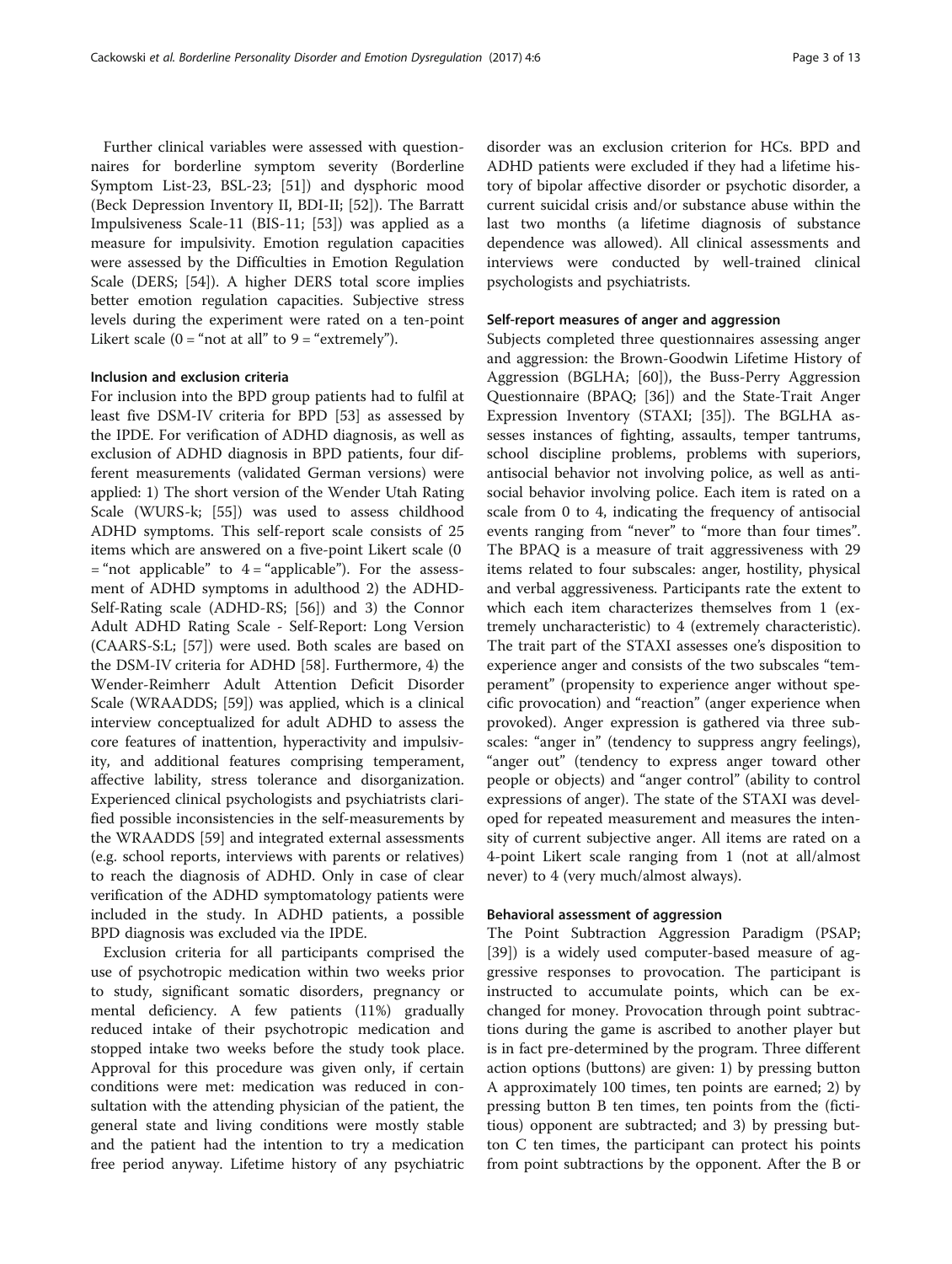Further clinical variables were assessed with questionnaires for borderline symptom severity (Borderline Symptom List-23, BSL-23; [51]) and dysphoric mood (Beck Depression Inventory II, BDI-II; [52]). The Barratt Impulsiveness Scale-11 (BIS-11; [53]) was applied as a measure for impulsivity. Emotion regulation capacities were assessed by the Difficulties in Emotion Regulation Scale (DERS; [54]). A higher DERS total score implies better emotion regulation capacities. Subjective stress levels during the experiment were rated on a ten-point Likert scale (0 = "not at all" to 9 = "extremely").

#### Inclusion and exclusion criteria

For inclusion into the BPD group patients had to fulfil at least five DSM-IV criteria for BPD [53] as assessed by the IPDE. For verification of ADHD diagnosis, as well as exclusion of ADHD diagnosis in BPD patients, four different measurements (validated German versions) were applied: 1) The short version of the Wender Utah Rating Scale (WURS-k; [55]) was used to assess childhood ADHD symptoms. This self-report scale consists of 25 items which are answered on a five-point Likert scale (0 = "not applicable" to 4 = "applicable"). For the assessment of ADHD symptoms in adulthood 2) the ADHD-Self-Rating scale (ADHD-RS; [56]) and 3) the Connor Adult ADHD Rating Scale - Self-Report: Long Version (CAARS-S:L; [57]) were used. Both scales are based on the DSM-IV criteria for ADHD [58]. Furthermore, 4) the Wender-Reimherr Adult Attention Deficit Disorder Scale (WRAADDS; [59]) was applied, which is a clinical interview conceptualized for adult ADHD to assess the core features of inattention, hyperactivity and impulsivity, and additional features comprising temperament, affective lability, stress tolerance and disorganization. Experienced clinical psychologists and psychiatrists clarified possible inconsistencies in the self-measurements by the WRAADDS [59] and integrated external assessments (e.g. school reports, interviews with parents or relatives) to reach the diagnosis of ADHD. Only in case of clear verification of the ADHD symptomatology patients were included in the study. In ADHD patients, a possible BPD diagnosis was excluded via the IPDE.

Exclusion criteria for all participants comprised the use of psychotropic medication within two weeks prior to study, significant somatic disorders, pregnancy or mental deficiency. A few patients (11%) gradually reduced intake of their psychotropic medication and stopped intake two weeks before the study took place. Approval for this procedure was given only, if certain conditions were met: medication was reduced in consultation with the attending physician of the patient, the general state and living conditions were mostly stable and the patient had the intention to try a medication free period anyway. Lifetime history of any psychiatric disorder was an exclusion criterion for HCs. BPD and ADHD patients were excluded if they had a lifetime history of bipolar affective disorder or psychotic disorder, a current suicidal crisis and/or substance abuse within the last two months (a lifetime diagnosis of substance dependence was allowed). All clinical assessments and interviews were conducted by well-trained clinical psychologists and psychiatrists.

#### Self-report measures of anger and aggression

Subjects completed three questionnaires assessing anger and aggression: the Brown-Goodwin Lifetime History of Aggression (BGLHA; [60]), the Buss-Perry Aggression Questionnaire (BPAQ; [36]) and the State-Trait Anger Expression Inventory (STAXI; [35]). The BGLHA assesses instances of fighting, assaults, temper tantrums, school discipline problems, problems with superiors, antisocial behavior not involving police, as well as antisocial behavior involving police. Each item is rated on a scale from 0 to 4, indicating the frequency of antisocial events ranging from "never" to "more than four times". The BPAQ is a measure of trait aggressiveness with 29 items related to four subscales: anger, hostility, physical and verbal aggressiveness. Participants rate the extent to which each item characterizes themselves from 1 (extremely uncharacteristic) to 4 (extremely characteristic). The trait part of the STAXI assesses one's disposition to experience anger and consists of the two subscales "temperament" (propensity to experience anger without specific provocation) and "reaction" (anger experience when provoked). Anger expression is gathered via three subscales: "anger in" (tendency to suppress angry feelings), "anger out" (tendency to express anger toward other people or objects) and "anger control" (ability to control expressions of anger). The state of the STAXI was developed for repeated measurement and measures the intensity of current subjective anger. All items are rated on a 4-point Likert scale ranging from 1 (not at all/almost never) to 4 (very much/almost always).

#### Behavioral assessment of aggression

The Point Subtraction Aggression Paradigm (PSAP; [39]) is a widely used computer-based measure of aggressive responses to provocation. The participant is instructed to accumulate points, which can be exchanged for money. Provocation through point subtractions during the game is ascribed to another player but is in fact pre-determined by the program. Three different action options (buttons) are given: 1) by pressing button A approximately 100 times, ten points are earned; 2) by pressing button B ten times, ten points from the (fictitious) opponent are subtracted; and 3) by pressing button C ten times, the participant can protect his points from point subtractions by the opponent. After the B or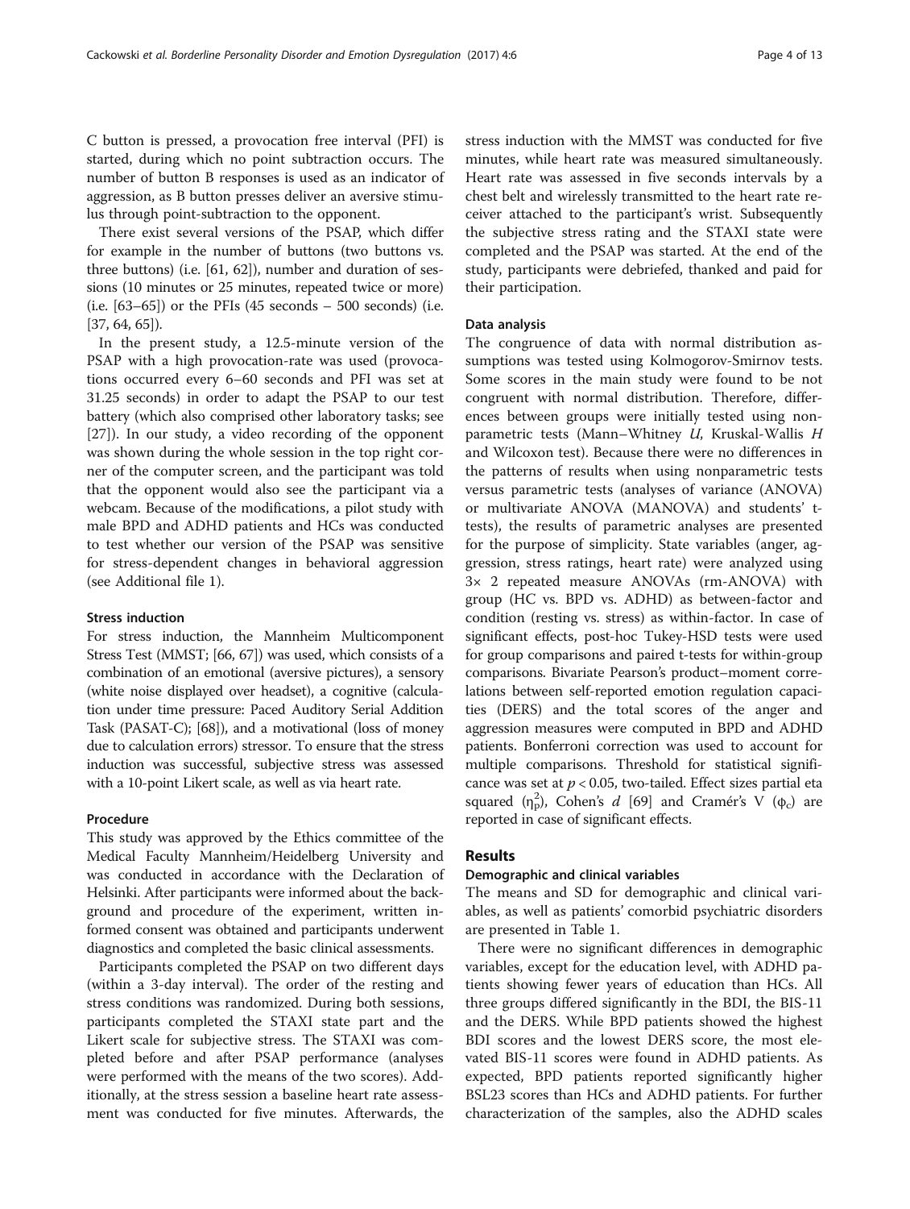C button is pressed, a provocation free interval (PFI) is started, during which no point subtraction occurs. The number of button B responses is used as an indicator of aggression, as B button presses deliver an aversive stimulus through point-subtraction to the opponent.

There exist several versions of the PSAP, which differ for example in the number of buttons (two buttons vs. three buttons) (i.e. [61, 62]), number and duration of sessions (10 minutes or 25 minutes, repeated twice or more) (i.e. [63–65]) or the PFIs (45 seconds – 500 seconds) (i.e. [37, 64, 65]).

In the present study, a 12.5-minute version of the PSAP with a high provocation-rate was used (provocations occurred every 6–60 seconds and PFI was set at 31.25 seconds) in order to adapt the PSAP to our test battery (which also comprised other laboratory tasks; see [27]). In our study, a video recording of the opponent was shown during the whole session in the top right corner of the computer screen, and the participant was told that the opponent would also see the participant via a webcam. Because of the modifications, a pilot study with male BPD and ADHD patients and HCs was conducted to test whether our version of the PSAP was sensitive for stress-dependent changes in behavioral aggression (see Additional file 1).

#### Stress induction

For stress induction, the Mannheim Multicomponent Stress Test (MMST; [66, 67]) was used, which consists of a combination of an emotional (aversive pictures), a sensory (white noise displayed over headset), a cognitive (calculation under time pressure: Paced Auditory Serial Addition Task (PASAT-C); [68]), and a motivational (loss of money due to calculation errors) stressor. To ensure that the stress induction was successful, subjective stress was assessed with a 10-point Likert scale, as well as via heart rate.

#### Procedure

This study was approved by the Ethics committee of the Medical Faculty Mannheim/Heidelberg University and was conducted in accordance with the Declaration of Helsinki. After participants were informed about the background and procedure of the experiment, written informed consent was obtained and participants underwent diagnostics and completed the basic clinical assessments.

Participants completed the PSAP on two different days (within a 3-day interval). The order of the resting and stress conditions was randomized. During both sessions, participants completed the STAXI state part and the Likert scale for subjective stress. The STAXI was completed before and after PSAP performance (analyses were performed with the means of the two scores). Additionally, at the stress session a baseline heart rate assessment was conducted for five minutes. Afterwards, the stress induction with the MMST was conducted for five minutes, while heart rate was measured simultaneously. Heart rate was assessed in five seconds intervals by a chest belt and wirelessly transmitted to the heart rate receiver attached to the participant's wrist. Subsequently the subjective stress rating and the STAXI state were completed and the PSAP was started. At the end of the study, participants were debriefed, thanked and paid for their participation.

#### Data analysis

The congruence of data with normal distribution assumptions was tested using Kolmogorov-Smirnov tests. Some scores in the main study were found to be not congruent with normal distribution. Therefore, differences between groups were initially tested using nonparametric tests (Mann–Whitney *U*, Kruskal-Wallis *H* and Wilcoxon test). Because there were no differences in the patterns of results when using nonparametric tests versus parametric tests (analyses of variance (ANOVA) or multivariate ANOVA (MANOVA) and students' t-tests), the results of parametric analyses are presented for the purpose of simplicity. State variables (anger, aggression, stress ratings, heart rate) were analyzed using 3× 2 repeated measure ANOVAs (rm-ANOVA) with group (HC vs. BPD vs. ADHD) as between-factor and condition (resting vs. stress) as within-factor. In case of significant effects, post-hoc Tukey-HSD tests were used for group comparisons and paired t-tests for within-group comparisons. Bivariate Pearson's product–moment correlations between self-reported emotion regulation capacities (DERS) and the total scores of the anger and aggression measures were computed in BPD and ADHD patients. Bonferroni correction was used to account for multiple comparisons. Threshold for statistical significance was set at $p < 0.05$, two-tailed. Effect sizes partial eta squared ($\eta_p^2$), Cohen's $d$ [69] and Cramér's V ($\phi_c$) are reported in case of significant effects.

## Results

#### Demographic and clinical variables

The means and SD for demographic and clinical variables, as well as patients' comorbid psychiatric disorders are presented in Table 1.

There were no significant differences in demographic variables, except for the education level, with ADHD patients showing fewer years of education than HCs. All three groups differed significantly in the BDI, the BIS-11 and the DERS. While BPD patients showed the highest BDI scores and the lowest DERS score, the most elevated BIS-11 scores were found in ADHD patients. As expected, BPD patients reported significantly higher BSL23 scores than HCs and ADHD patients. For further characterization of the samples, also the ADHD scales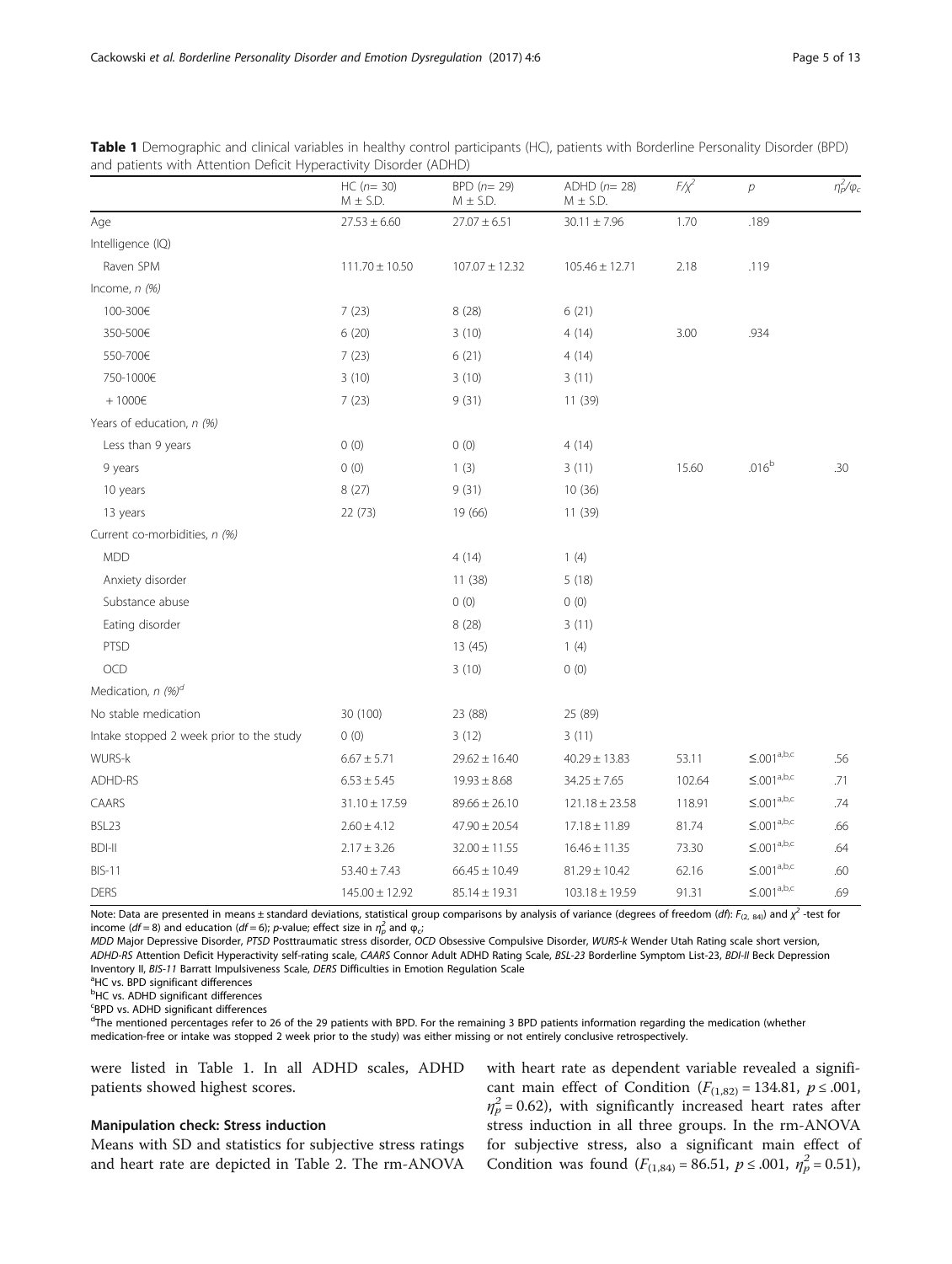**Table 1** Demographic and clinical variables in healthy control participants (HC), patients with Borderline Personality Disorder (BPD) and patients with Attention Deficit Hyperactivity Disorder (ADHD)

| | HC ($n$= 30) M ± S.D. | BPD ($n$= 29) M ± S.D. | ADHD ($n$= 28) M ± S.D. | $F/\chi^2$ | $p$ | $\eta_p^2/\varphi_c$ |
|---|---|---|---|---|---|---|
| Age | 27.53 ± 6.60 | 27.07 ± 6.51 | 30.11 ± 7.96 | 1.70 | .189 | |
| Intelligence (IQ) | | | | | | |
| Raven SPM | 111.70 ± 10.50 | 107.07 ± 12.32 | 105.46 ± 12.71 | 2.18 | .119 | |
| Income, *n (%)* | | | | | | |
| 100-300€ | 7 (23) | 8 (28) | 6 (21) | | | |
| 350-500€ | 6 (20) | 3 (10) | 4 (14) | 3.00 | .934 | |
| 550-700€ | 7 (23) | 6 (21) | 4 (14) | | | |
| 750-1000€ | 3 (10) | 3 (10) | 3 (11) | | | |
| + 1000€ | 7 (23) | 9 (31) | 11 (39) | | | |
| Years of education, *n (%)* | | | | | | |
| Less than 9 years | 0 (0) | 0 (0) | 4 (14) | | | |
| 9 years | 0 (0) | 1 (3) | 3 (11) | 15.60 | .016[b] | .30 |
| 10 years | 8 (27) | 9 (31) | 10 (36) | | | |
| 13 years | 22 (73) | 19 (66) | 11 (39) | | | |
| Current co-morbidities, *n (%)* | | | | | | |
| MDD | | 4 (14) | 1 (4) | | | |
| Anxiety disorder | | 11 (38) | 5 (18) | | | |
| Substance abuse | | 0 (0) | 0 (0) | | | |
| Eating disorder | | 8 (28) | 3 (11) | | | |
| PTSD | | 13 (45) | 1 (4) | | | |
| OCD | | 3 (10) | 0 (0) | | | |
| Medication, *n (%)*[d] | | | | | | |
| No stable medication | 30 (100) | 23 (88) | 25 (89) | | | |
| Intake stopped 2 week prior to the study | 0 (0) | 3 (12) | 3 (11) | | | |
| WURS-k | 6.67 ± 5.71 | 29.62 ± 16.40 | 40.29 ± 13.83 | 53.11 | ≤.001[a,b,c] | .56 |
| ADHD-RS | 6.53 ± 5.45 | 19.93 ± 8.68 | 34.25 ± 7.65 | 102.64 | ≤.001[a,b,c] | .71 |
| CAARS | 31.10 ± 17.59 | 89.66 ± 26.10 | 121.18 ± 23.58 | 118.91 | ≤.001[a,b,c] | .74 |
| BSL23 | 2.60 ± 4.12 | 47.90 ± 20.54 | 17.18 ± 11.89 | 81.74 | ≤.001[a,b,c] | .66 |
| BDI-II | 2.17 ± 3.26 | 32.00 ± 11.55 | 16.46 ± 11.35 | 73.30 | ≤.001[a,b,c] | .64 |
| BIS-11 | 53.40 ± 7.43 | 66.45 ± 10.49 | 81.29 ± 10.42 | 62.16 | ≤.001[a,b,c] | .60 |
| DERS | 145.00 ± 12.92 | 85.14 ± 19.31 | 103.18 ± 19.59 | 91.31 | ≤.001[a,b,c] | .69 |

Note: Data are presented in means ± standard deviations, statistical group comparisons by analysis of variance (degrees of freedom (*df*): $F_{(2, 84)}$) and $\chi^2$ -test for income (*df* = 8) and education (*df* = 6); *p*-value; effect size in $\eta_p^2$ and $\varphi_c$;
*MDD* Major Depressive Disorder, *PTSD* Posttraumatic stress disorder, *OCD* Obsessive Compulsive Disorder, *WURS-k* Wender Utah Rating scale short version, *ADHD-RS* Attention Deficit Hyperactivity self-rating scale, *CAARS* Connor Adult ADHD Rating Scale, *BSL-23* Borderline Symptom List-23, *BDI-II* Beck Depression Inventory II, *BIS-11* Barratt Impulsiveness Scale, *DERS* Difficulties in Emotion Regulation Scale
[a]HC vs. BPD significant differences
[b]HC vs. ADHD significant differences
[c]BPD vs. ADHD significant differences
[d]The mentioned percentages refer to 26 of the 29 patients with BPD. For the remaining 3 BPD patients information regarding the medication (whether medication-free or intake was stopped 2 week prior to the study) was either missing or not entirely conclusive retrospectively.

were listed in Table 1. In all ADHD scales, ADHD patients showed highest scores.

### Manipulation check: Stress induction

Means with SD and statistics for subjective stress ratings and heart rate are depicted in Table 2. The rm-ANOVA with heart rate as dependent variable revealed a significant main effect of Condition ($F_{(1,82)} = 134.81$, $p \leq .001$, $\eta_p^2 = 0.62$), with significantly increased heart rates after stress induction in all three groups. In the rm-ANOVA for subjective stress, also a significant main effect of Condition was found ($F_{(1,84)} = 86.51$, $p \leq .001$, $\eta_p^2 = 0.51$),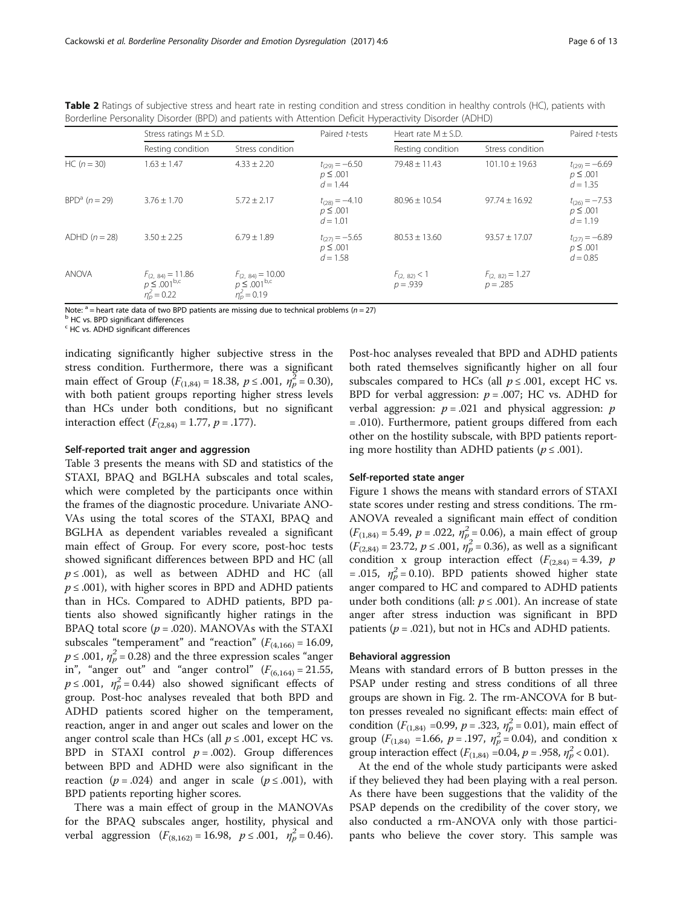**Table 2** Ratings of subjective stress and heart rate in resting condition and stress condition in healthy controls (HC), patients with Borderline Personality Disorder (BPD) and patients with Attention Deficit Hyperactivity Disorder (ADHD)

| | Stress ratings M ± S.D. | | Paired *t*-tests | Heart rate M ± S.D. | | Paired *t*-tests |
|---|---|---|---|---|---|---|
| | Resting condition | Stress condition | | Resting condition | Stress condition | |
| HC ($n = 30$) | 1.63 ± 1.47 | 4.33 ± 2.20 | $t_{(29)} = -6.50$ $p \leq .001$ $d = 1.44$ | 79.48 ± 11.43 | 101.10 ± 19.63 | $t_{(29)} = -6.69$ $p \leq .001$ $d = 1.35$ |
| BPD[a] ($n = 29$) | 3.76 ± 1.70 | 5.72 ± 2.17 | $t_{(28)} = -4.10$ $p \leq .001$ $d = 1.01$ | 80.96 ± 10.54 | 97.74 ± 16.92 | $t_{(26)} = -7.53$ $p \leq .001$ $d = 1.19$ |
| ADHD ($n = 28$) | 3.50 ± 2.25 | 6.79 ± 1.89 | $t_{(27)} = -5.65$ $p \leq .001$ $d = 1.58$ | 80.53 ± 13.60 | 93.57 ± 17.07 | $t_{(27)} = -6.89$ $p \leq .001$ $d = 0.85$ |
| ANOVA | $F_{(2,\ 84)} = 11.86$ $p \leq .001$[b,c] $\eta_p^2 = 0.22$ | $F_{(2,\ 84)} = 10.00$ $p \leq .001$[b,c] $\eta_p^2 = 0.19$ | | $F_{(2,\ 82)} < 1$ $p = .939$ | $F_{(2,\ 82)} = 1.27$ $p = .285$ | |

Note: [a] = heart rate data of two BPD patients are missing due to technical problems ($n = 27$)
[b] HC vs. BPD significant differences
[c] HC vs. ADHD significant differences

indicating significantly higher subjective stress in the stress condition. Furthermore, there was a significant main effect of Group ($F_{(1,84)} = 18.38$, $p \leq .001$, $\eta_p^2 = 0.30$), with both patient groups reporting higher stress levels than HCs under both conditions, but no significant interaction effect ($F_{(2,84)} = 1.77$, $p = .177$).

### Self-reported trait anger and aggression

Table 3 presents the means with SD and statistics of the STAXI, BPAQ and BGLHA subscales and total scales, which were completed by the participants once within the frames of the diagnostic procedure. Univariate ANOVAs using the total scores of the STAXI, BPAQ and BGLHA as dependent variables revealed a significant main effect of Group. For every score, post-hoc tests showed significant differences between BPD and HC (all $p \leq .001$), as well as between ADHD and HC (all $p \leq .001$), with higher scores in BPD and ADHD patients than in HCs. Compared to ADHD patients, BPD patients also showed significantly higher ratings in the BPAQ total score ($p = .020$). MANOVAs with the STAXI subscales "temperament" and "reaction" ($F_{(4,166)} = 16.09$, $p \leq .001$, $\eta_p^2 = 0.28$) and the three expression scales "anger in", "anger out" and "anger control" ($F_{(6,164)} = 21.55$, $p \leq .001$, $\eta_p^2 = 0.44$) also showed significant effects of group. Post-hoc analyses revealed that both BPD and ADHD patients scored higher on the temperament, reaction, anger in and anger out scales and lower on the anger control scale than HCs (all $p \leq .001$, except HC vs. BPD in STAXI control $p = .002$). Group differences between BPD and ADHD were also significant in the reaction ($p = .024$) and anger in scale ($p \leq .001$), with BPD patients reporting higher scores.

There was a main effect of group in the MANOVAs for the BPAQ subscales anger, hostility, physical and verbal aggression ($F_{(8,162)} = 16.98$, $p \leq .001$, $\eta_p^2 = 0.46$). Post-hoc analyses revealed that BPD and ADHD patients both rated themselves significantly higher on all four subscales compared to HCs (all $p \leq .001$, except HC vs. BPD for verbal aggression: $p = .007$; HC vs. ADHD for verbal aggression: $p = .021$ and physical aggression: $p = .010$). Furthermore, patient groups differed from each other on the hostility subscale, with BPD patients reporting more hostility than ADHD patients ($p \leq .001$).

### Self-reported state anger

Figure 1 shows the means with standard errors of STAXI state scores under resting and stress conditions. The rm-ANOVA revealed a significant main effect of condition ($F_{(1,84)} = 5.49$, $p = .022$, $\eta_p^2 = 0.06$), a main effect of group ($F_{(2,84)} = 23.72$, $p \leq .001$, $\eta_p^2 = 0.36$), as well as a significant condition x group interaction effect ($F_{(2,84)} = 4.39$, $p = .015$, $\eta_p^2 = 0.10$). BPD patients showed higher state anger compared to HC and compared to ADHD patients under both conditions (all: $p \leq .001$). An increase of state anger after stress induction was significant in BPD patients ($p = .021$), but not in HCs and ADHD patients.

### Behavioral aggression

Means with standard errors of B button presses in the PSAP under resting and stress conditions of all three groups are shown in Fig. 2. The rm-ANCOVA for B button presses revealed no significant effects: main effect of condition ($F_{(1,84)} = 0.99$, $p = .323$, $\eta_p^2 = 0.01$), main effect of group ($F_{(1,84)} = 1.66$, $p = .197$, $\eta_p^2 = 0.04$), and condition x group interaction effect ($F_{(1,84)} = 0.04$, $p = .958$, $\eta_p^2 < 0.01$).

At the end of the whole study participants were asked if they believed they had been playing with a real person. As there have been suggestions that the validity of the PSAP depends on the credibility of the cover story, we also conducted a rm-ANOVA only with those participants who believe the cover story. This sample was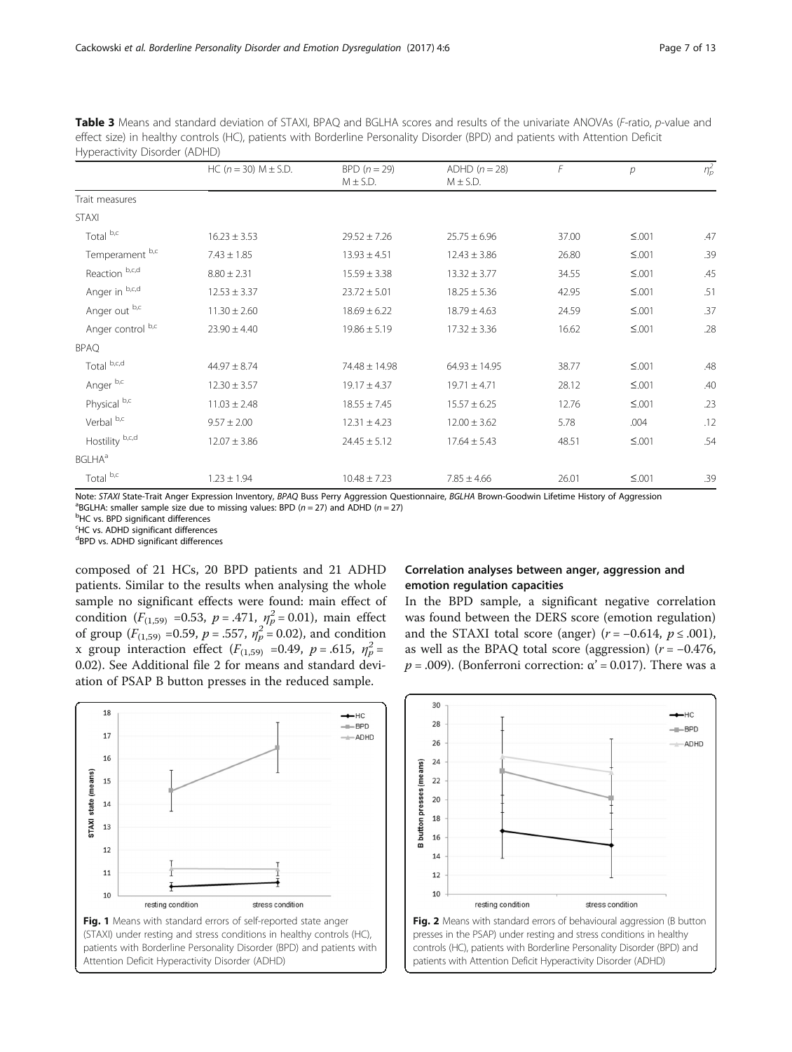**Table 3** Means and standard deviation of STAXI, BPAQ and BGLHA scores and results of the univariate ANOVAs (*F*-ratio, *p*-value and effect size) in healthy controls (HC), patients with Borderline Personality Disorder (BPD) and patients with Attention Deficit Hyperactivity Disorder (ADHD)

| | HC ($n$ = 30) M ± S.D. | BPD ($n$ = 29) M ± S.D. | ADHD ($n$ = 28) M ± S.D. | $F$ | $p$ | $\eta_p^2$ |
|---|---|---|---|---|---|---|
| Trait measures | | | | | | |
| STAXI | | | | | | |
| Total [b,c] | 16.23 ± 3.53 | 29.52 ± 7.26 | 25.75 ± 6.96 | 37.00 | ≤.001 | .47 |
| Temperament [b,c] | 7.43 ± 1.85 | 13.93 ± 4.51 | 12.43 ± 3.86 | 26.80 | ≤.001 | .39 |
| Reaction [b,c,d] | 8.80 ± 2.31 | 15.59 ± 3.38 | 13.32 ± 3.77 | 34.55 | ≤.001 | .45 |
| Anger in [b,c,d] | 12.53 ± 3.37 | 23.72 ± 5.01 | 18.25 ± 5.36 | 42.95 | ≤.001 | .51 |
| Anger out [b,c] | 11.30 ± 2.60 | 18.69 ± 6.22 | 18.79 ± 4.63 | 24.59 | ≤.001 | .37 |
| Anger control [b,c] | 23.90 ± 4.40 | 19.86 ± 5.19 | 17.32 ± 3.36 | 16.62 | ≤.001 | .28 |
| BPAQ | | | | | | |
| Total [b,c,d] | 44.97 ± 8.74 | 74.48 ± 14.98 | 64.93 ± 14.95 | 38.77 | ≤.001 | .48 |
| Anger [b,c] | 12.30 ± 3.57 | 19.17 ± 4.37 | 19.71 ± 4.71 | 28.12 | ≤.001 | .40 |
| Physical [b,c] | 11.03 ± 2.48 | 18.55 ± 7.45 | 15.57 ± 6.25 | 12.76 | ≤.001 | .23 |
| Verbal [b,c] | 9.57 ± 2.00 | 12.31 ± 4.23 | 12.00 ± 3.62 | 5.78 | .004 | .12 |
| Hostility [b,c,d] | 12.07 ± 3.86 | 24.45 ± 5.12 | 17.64 ± 5.43 | 48.51 | ≤.001 | .54 |
| BGLHA[a] | | | | | | |
| Total [b,c] | 1.23 ± 1.94 | 10.48 ± 7.23 | 7.85 ± 4.66 | 26.01 | ≤.001 | .39 |

Note: *STAXI* State-Trait Anger Expression Inventory, *BPAQ* Buss Perry Aggression Questionnaire, *BGLHA* Brown-Goodwin Lifetime History of Aggression
[a]BGLHA: smaller sample size due to missing values: BPD ($n$ = 27) and ADHD ($n$ = 27)
[b]HC vs. BPD significant differences
[c]HC vs. ADHD significant differences
[d]BPD vs. ADHD significant differences

composed of 21 HCs, 20 BPD patients and 21 ADHD patients. Similar to the results when analysing the whole sample no significant effects were found: main effect of condition ($F_{(1,59)}$ =0.53, $p$ = .471, $\eta_p^2$ = 0.01), main effect of group ($F_{(1,59)}$ =0.59, $p$ = .557, $\eta_p^2$ = 0.02), and condition x group interaction effect ($F_{(1,59)}$ =0.49, $p$ = .615, $\eta_p^2$ = 0.02). See Additional file 2 for means and standard deviation of PSAP B button presses in the reduced sample.

**Fig. 1** Means with standard errors of self-reported state anger (STAXI) under resting and stress conditions in healthy controls (HC), patients with Borderline Personality Disorder (BPD) and patients with Attention Deficit Hyperactivity Disorder (ADHD)

### Correlation analyses between anger, aggression and emotion regulation capacities

In the BPD sample, a significant negative correlation was found between the DERS score (emotion regulation) and the STAXI total score (anger) ($r$ = −0.614, $p$ ≤ .001), as well as the BPAQ total score (aggression) ($r$ = −0.476, $p$ = .009). (Bonferroni correction: α' = 0.017). There was a

**Fig. 2** Means with standard errors of behavioural aggression (B button presses in the PSAP) under resting and stress conditions in healthy controls (HC), patients with Borderline Personality Disorder (BPD) and patients with Attention Deficit Hyperactivity Disorder (ADHD)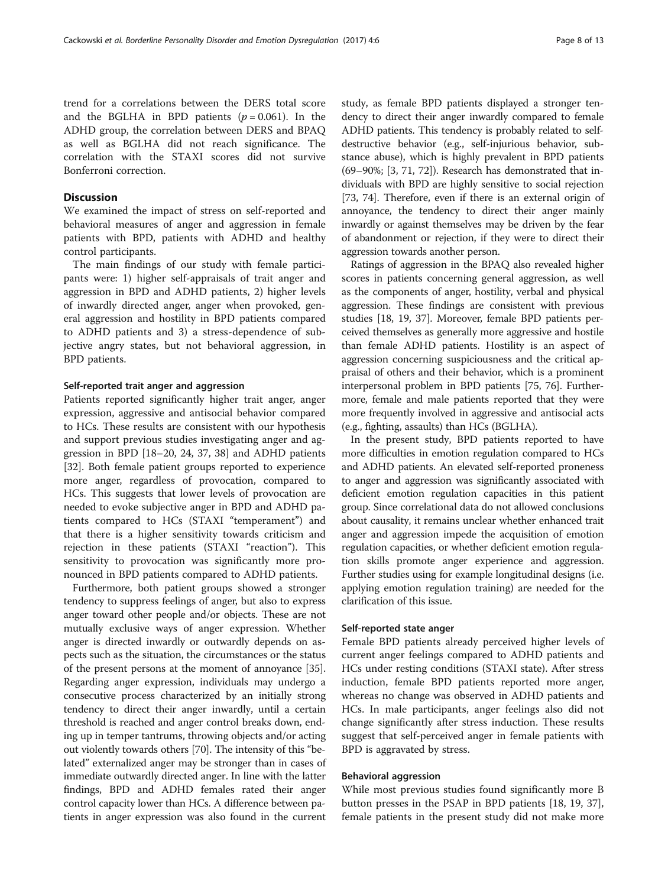trend for a correlations between the DERS total score and the BGLHA in BPD patients ($p = 0.061$). In the ADHD group, the correlation between DERS and BPAQ as well as BGLHA did not reach significance. The correlation with the STAXI scores did not survive Bonferroni correction.

## Discussion

We examined the impact of stress on self-reported and behavioral measures of anger and aggression in female patients with BPD, patients with ADHD and healthy control participants.

The main findings of our study with female participants were: 1) higher self-appraisals of trait anger and aggression in BPD and ADHD patients, 2) higher levels of inwardly directed anger, anger when provoked, general aggression and hostility in BPD patients compared to ADHD patients and 3) a stress-dependence of subjective angry states, but not behavioral aggression, in BPD patients.

### Self-reported trait anger and aggression

Patients reported significantly higher trait anger, anger expression, aggressive and antisocial behavior compared to HCs. These results are consistent with our hypothesis and support previous studies investigating anger and aggression in BPD [18–20, 24, 37, 38] and ADHD patients [32]. Both female patient groups reported to experience more anger, regardless of provocation, compared to HCs. This suggests that lower levels of provocation are needed to evoke subjective anger in BPD and ADHD patients compared to HCs (STAXI "temperament") and that there is a higher sensitivity towards criticism and rejection in these patients (STAXI "reaction"). This sensitivity to provocation was significantly more pronounced in BPD patients compared to ADHD patients.

Furthermore, both patient groups showed a stronger tendency to suppress feelings of anger, but also to express anger toward other people and/or objects. These are not mutually exclusive ways of anger expression. Whether anger is directed inwardly or outwardly depends on aspects such as the situation, the circumstances or the status of the present persons at the moment of annoyance [35]. Regarding anger expression, individuals may undergo a consecutive process characterized by an initially strong tendency to direct their anger inwardly, until a certain threshold is reached and anger control breaks down, ending up in temper tantrums, throwing objects and/or acting out violently towards others [70]. The intensity of this "belated" externalized anger may be stronger than in cases of immediate outwardly directed anger. In line with the latter findings, BPD and ADHD females rated their anger control capacity lower than HCs. A difference between patients in anger expression was also found in the current study, as female BPD patients displayed a stronger tendency to direct their anger inwardly compared to female ADHD patients. This tendency is probably related to self-destructive behavior (e.g., self-injurious behavior, substance abuse), which is highly prevalent in BPD patients (69–90%; [3, 71, 72]). Research has demonstrated that individuals with BPD are highly sensitive to social rejection [73, 74]. Therefore, even if there is an external origin of annoyance, the tendency to direct their anger mainly inwardly or against themselves may be driven by the fear of abandonment or rejection, if they were to direct their aggression towards another person.

Ratings of aggression in the BPAQ also revealed higher scores in patients concerning general aggression, as well as the components of anger, hostility, verbal and physical aggression. These findings are consistent with previous studies [18, 19, 37]. Moreover, female BPD patients perceived themselves as generally more aggressive and hostile than female ADHD patients. Hostility is an aspect of aggression concerning suspiciousness and the critical appraisal of others and their behavior, which is a prominent interpersonal problem in BPD patients [75, 76]. Furthermore, female and male patients reported that they were more frequently involved in aggressive and antisocial acts (e.g., fighting, assaults) than HCs (BGLHA).

In the present study, BPD patients reported to have more difficulties in emotion regulation compared to HCs and ADHD patients. An elevated self-reported proneness to anger and aggression was significantly associated with deficient emotion regulation capacities in this patient group. Since correlational data do not allowed conclusions about causality, it remains unclear whether enhanced trait anger and aggression impede the acquisition of emotion regulation capacities, or whether deficient emotion regulation skills promote anger experience and aggression. Further studies using for example longitudinal designs (i.e. applying emotion regulation training) are needed for the clarification of this issue.

### Self-reported state anger

Female BPD patients already perceived higher levels of current anger feelings compared to ADHD patients and HCs under resting conditions (STAXI state). After stress induction, female BPD patients reported more anger, whereas no change was observed in ADHD patients and HCs. In male participants, anger feelings also did not change significantly after stress induction. These results suggest that self-perceived anger in female patients with BPD is aggravated by stress.

### Behavioral aggression

While most previous studies found significantly more B button presses in the PSAP in BPD patients [18, 19, 37], female patients in the present study did not make more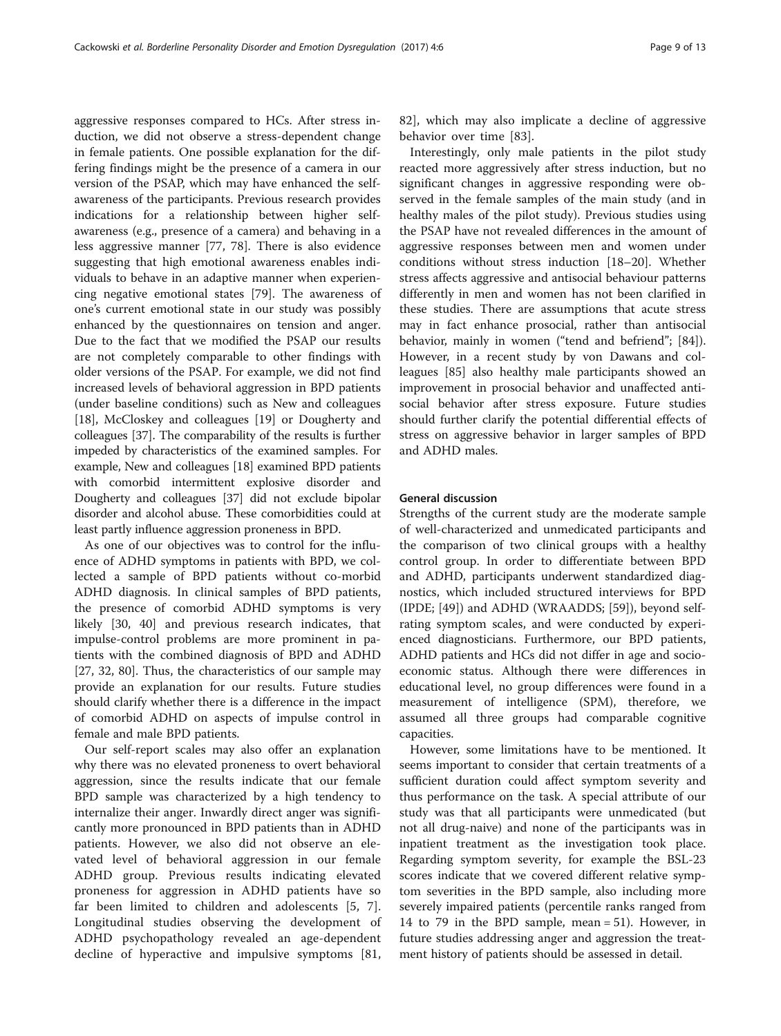aggressive responses compared to HCs. After stress induction, we did not observe a stress-dependent change in female patients. One possible explanation for the differing findings might be the presence of a camera in our version of the PSAP, which may have enhanced the self-awareness of the participants. Previous research provides indications for a relationship between higher self-awareness (e.g., presence of a camera) and behaving in a less aggressive manner [77, 78]. There is also evidence suggesting that high emotional awareness enables individuals to behave in an adaptive manner when experiencing negative emotional states [79]. The awareness of one's current emotional state in our study was possibly enhanced by the questionnaires on tension and anger. Due to the fact that we modified the PSAP our results are not completely comparable to other findings with older versions of the PSAP. For example, we did not find increased levels of behavioral aggression in BPD patients (under baseline conditions) such as New and colleagues [18], McCloskey and colleagues [19] or Dougherty and colleagues [37]. The comparability of the results is further impeded by characteristics of the examined samples. For example, New and colleagues [18] examined BPD patients with comorbid intermittent explosive disorder and Dougherty and colleagues [37] did not exclude bipolar disorder and alcohol abuse. These comorbidities could at least partly influence aggression proneness in BPD.

As one of our objectives was to control for the influence of ADHD symptoms in patients with BPD, we collected a sample of BPD patients without co-morbid ADHD diagnosis. In clinical samples of BPD patients, the presence of comorbid ADHD symptoms is very likely [30, 40] and previous research indicates, that impulse-control problems are more prominent in patients with the combined diagnosis of BPD and ADHD [27, 32, 80]. Thus, the characteristics of our sample may provide an explanation for our results. Future studies should clarify whether there is a difference in the impact of comorbid ADHD on aspects of impulse control in female and male BPD patients.

Our self-report scales may also offer an explanation why there was no elevated proneness to overt behavioral aggression, since the results indicate that our female BPD sample was characterized by a high tendency to internalize their anger. Inwardly direct anger was significantly more pronounced in BPD patients than in ADHD patients. However, we also did not observe an elevated level of behavioral aggression in our female ADHD group. Previous results indicating elevated proneness for aggression in ADHD patients have so far been limited to children and adolescents [5, 7]. Longitudinal studies observing the development of ADHD psychopathology revealed an age-dependent decline of hyperactive and impulsive symptoms [81, 82], which may also implicate a decline of aggressive behavior over time [83].

Interestingly, only male patients in the pilot study reacted more aggressively after stress induction, but no significant changes in aggressive responding were observed in the female samples of the main study (and in healthy males of the pilot study). Previous studies using the PSAP have not revealed differences in the amount of aggressive responses between men and women under conditions without stress induction [18–20]. Whether stress affects aggressive and antisocial behaviour patterns differently in men and women has not been clarified in these studies. There are assumptions that acute stress may in fact enhance prosocial, rather than antisocial behavior, mainly in women ("tend and befriend"; [84]). However, in a recent study by von Dawans and colleagues [85] also healthy male participants showed an improvement in prosocial behavior and unaffected antisocial behavior after stress exposure. Future studies should further clarify the potential differential effects of stress on aggressive behavior in larger samples of BPD and ADHD males.

## General discussion

Strengths of the current study are the moderate sample of well-characterized and unmedicated participants and the comparison of two clinical groups with a healthy control group. In order to differentiate between BPD and ADHD, participants underwent standardized diagnostics, which included structured interviews for BPD (IPDE; [49]) and ADHD (WRAADDS; [59]), beyond self-rating symptom scales, and were conducted by experienced diagnosticians. Furthermore, our BPD patients, ADHD patients and HCs did not differ in age and socioeconomic status. Although there were differences in educational level, no group differences were found in a measurement of intelligence (SPM), therefore, we assumed all three groups had comparable cognitive capacities.

However, some limitations have to be mentioned. It seems important to consider that certain treatments of a sufficient duration could affect symptom severity and thus performance on the task. A special attribute of our study was that all participants were unmedicated (but not all drug-naive) and none of the participants was in inpatient treatment as the investigation took place. Regarding symptom severity, for example the BSL-23 scores indicate that we covered different relative symptom severities in the BPD sample, also including more severely impaired patients (percentile ranks ranged from 14 to 79 in the BPD sample, mean = 51). However, in future studies addressing anger and aggression the treatment history of patients should be assessed in detail.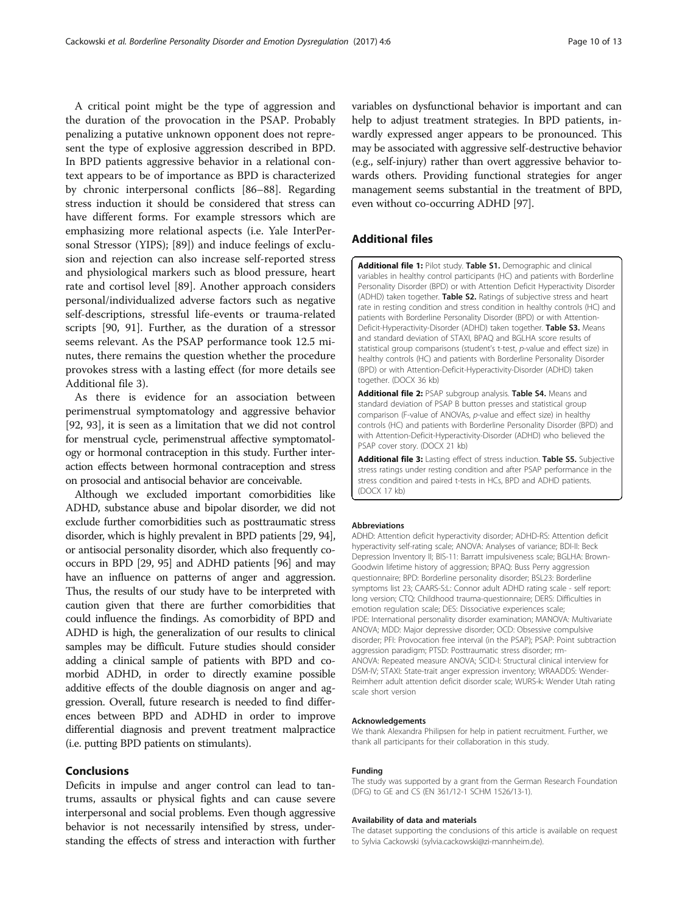A critical point might be the type of aggression and the duration of the provocation in the PSAP. Probably penalizing a putative unknown opponent does not represent the type of explosive aggression described in BPD. In BPD patients aggressive behavior in a relational context appears to be of importance as BPD is characterized by chronic interpersonal conflicts [86–88]. Regarding stress induction it should be considered that stress can have different forms. For example stressors which are emphasizing more relational aspects (i.e. Yale InterPersonal Stressor (YIPS); [89]) and induce feelings of exclusion and rejection can also increase self-reported stress and physiological markers such as blood pressure, heart rate and cortisol level [89]. Another approach considers personal/individualized adverse factors such as negative self-descriptions, stressful life-events or trauma-related scripts [90, 91]. Further, as the duration of a stressor seems relevant. As the PSAP performance took 12.5 minutes, there remains the question whether the procedure provokes stress with a lasting effect (for more details see Additional file 3).

As there is evidence for an association between perimenstrual symptomatology and aggressive behavior [92, 93], it is seen as a limitation that we did not control for menstrual cycle, perimenstrual affective symptomatology or hormonal contraception in this study. Further interaction effects between hormonal contraception and stress on prosocial and antisocial behavior are conceivable.

Although we excluded important comorbidities like ADHD, substance abuse and bipolar disorder, we did not exclude further comorbidities such as posttraumatic stress disorder, which is highly prevalent in BPD patients [29, 94], or antisocial personality disorder, which also frequently cooccurs in BPD [29, 95] and ADHD patients [96] and may have an influence on patterns of anger and aggression. Thus, the results of our study have to be interpreted with caution given that there are further comorbidities that could influence the findings. As comorbidity of BPD and ADHD is high, the generalization of our results to clinical samples may be difficult. Future studies should consider adding a clinical sample of patients with BPD and comorbid ADHD, in order to directly examine possible additive effects of the double diagnosis on anger and aggression. Overall, future research is needed to find differences between BPD and ADHD in order to improve differential diagnosis and prevent treatment malpractice (i.e. putting BPD patients on stimulants).

## Conclusions

Deficits in impulse and anger control can lead to tantrums, assaults or physical fights and can cause severe interpersonal and social problems. Even though aggressive behavior is not necessarily intensified by stress, understanding the effects of stress and interaction with further variables on dysfunctional behavior is important and can help to adjust treatment strategies. In BPD patients, inwardly expressed anger appears to be pronounced. This may be associated with aggressive self-destructive behavior (e.g., self-injury) rather than overt aggressive behavior towards others. Providing functional strategies for anger management seems substantial in the treatment of BPD, even without co-occurring ADHD [97].

## Additional files

**Additional file 1:** Pilot study. **Table S1.** Demographic and clinical variables in healthy control participants (HC) and patients with Borderline Personality Disorder (BPD) or with Attention Deficit Hyperactivity Disorder (ADHD) taken together. **Table S2.** Ratings of subjective stress and heart rate in resting condition and stress condition in healthy controls (HC) and patients with Borderline Personality Disorder (BPD) or with Attention-Deficit-Hyperactivity-Disorder (ADHD) taken together. **Table S3.** Means and standard deviation of STAXI, BPAQ and BGLHA score results of statistical group comparisons (student's t-test, *p*-value and effect size) in healthy controls (HC) and patients with Borderline Personality Disorder (BPD) or with Attention-Deficit-Hyperactivity-Disorder (ADHD) taken together. (DOCX 36 kb)

**Additional file 2:** PSAP subgroup analysis. **Table S4.** Means and standard deviation of PSAP B button presses and statistical group comparison (F-value of ANOVAs, *p*-value and effect size) in healthy controls (HC) and patients with Borderline Personality Disorder (BPD) and with Attention-Deficit-Hyperactivity-Disorder (ADHD) who believed the PSAP cover story. (DOCX 21 kb)

**Additional file 3:** Lasting effect of stress induction. **Table S5.** Subjective stress ratings under resting condition and after PSAP performance in the stress condition and paired t-tests in HCs, BPD and ADHD patients. (DOCX 17 kb)

#### Abbreviations

ADHD: Attention deficit hyperactivity disorder; ADHD-RS: Attention deficit hyperactivity self-rating scale; ANOVA: Analyses of variance; BDI-II: Beck Depression Inventory II; BIS-11: Barratt impulsiveness scale; BGLHA: Brown-Goodwin lifetime history of aggression; BPAQ: Buss Perry aggression questionnaire; BPD: Borderline personality disorder; BSL23: Borderline symptoms list 23; CAARS-S:L: Connor adult ADHD rating scale - self report: long version; CTQ: Childhood trauma-questionnaire; DERS: Difficulties in emotion regulation scale; DES: Dissociative experiences scale; IPDE: International personality disorder examination; MANOVA: Multivariate ANOVA; MDD: Major depressive disorder; OCD: Obsessive compulsive disorder; PFI: Provocation free interval (in the PSAP); PSAP: Point subtraction aggression paradigm; PTSD: Posttraumatic stress disorder; rm-ANOVA: Repeated measure ANOVA; SCID-I: Structural clinical interview for DSM-IV; STAXI: State-trait anger expression inventory; WRAADDS: Wender-Reimherr adult attention deficit disorder scale; WURS-k: Wender Utah rating scale short version

#### Acknowledgements

We thank Alexandra Philipsen for help in patient recruitment. Further, we thank all participants for their collaboration in this study.

#### Funding

The study was supported by a grant from the German Research Foundation (DFG) to GE and CS (EN 361/12-1 SCHM 1526/13-1).

#### Availability of data and materials

The dataset supporting the conclusions of this article is available on request to Sylvia Cackowski (sylvia.cackowski@zi-mannheim.de).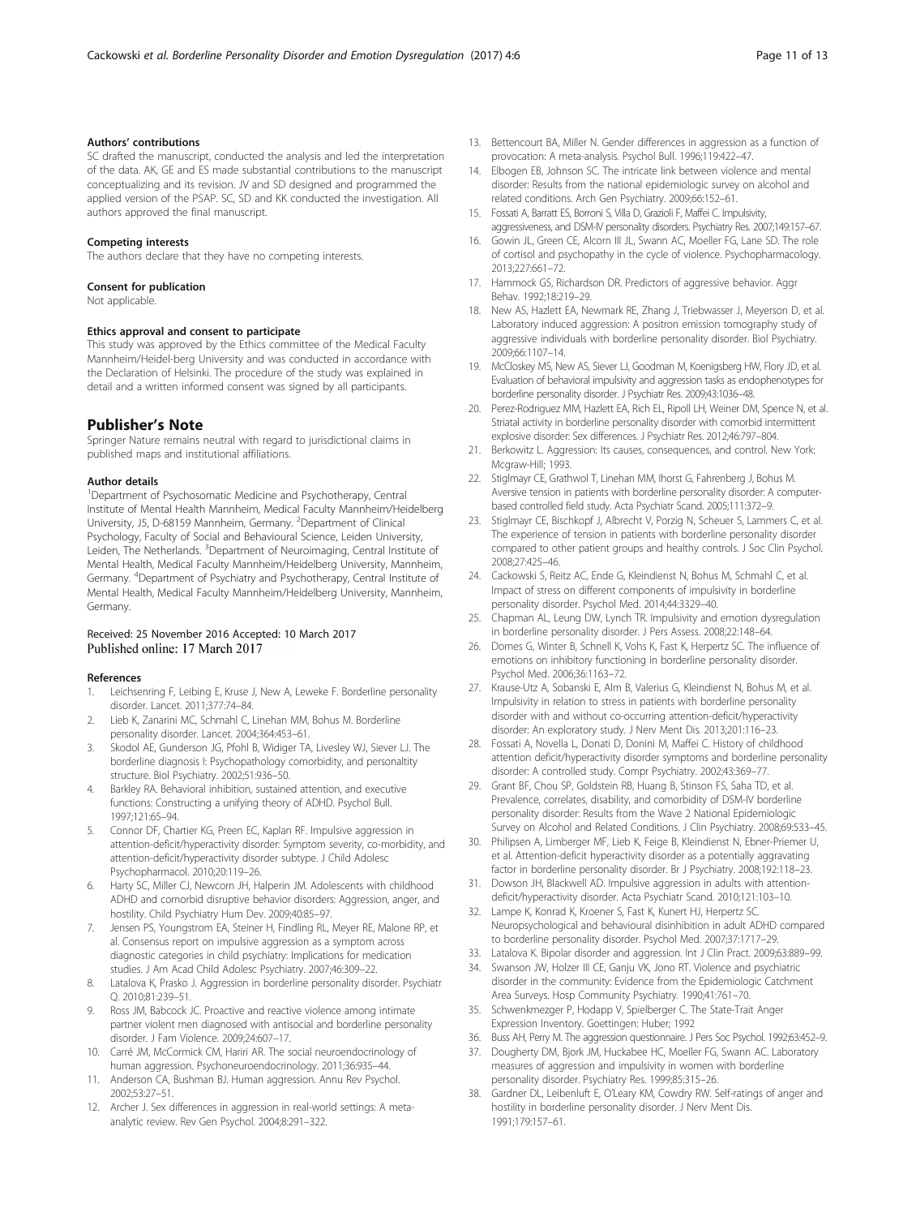#### Authors' contributions

SC drafted the manuscript, conducted the analysis and led the interpretation of the data. AK, GE and ES made substantial contributions to the manuscript conceptualizing and its revision. JV and SD designed and programmed the applied version of the PSAP. SC, SD and KK conducted the investigation. All authors approved the final manuscript.

#### Competing interests

The authors declare that they have no competing interests.

#### Consent for publication

Not applicable.

#### Ethics approval and consent to participate

This study was approved by the Ethics committee of the Medical Faculty Mannheim/Heidel-berg University and was conducted in accordance with the Declaration of Helsinki. The procedure of the study was explained in detail and a written informed consent was signed by all participants.

## Publisher's Note

Springer Nature remains neutral with regard to jurisdictional claims in published maps and institutional affiliations.

#### Author details

[1]Department of Psychosomatic Medicine and Psychotherapy, Central Institute of Mental Health Mannheim, Medical Faculty Mannheim/Heidelberg University, J5, D-68159 Mannheim, Germany. [2]Department of Clinical Psychology, Faculty of Social and Behavioural Science, Leiden University, Leiden, The Netherlands. [3]Department of Neuroimaging, Central Institute of Mental Health, Medical Faculty Mannheim/Heidelberg University, Mannheim, Germany. [4]Department of Psychiatry and Psychotherapy, Central Institute of Mental Health, Medical Faculty Mannheim/Heidelberg University, Mannheim, Germany.

Received: 25 November 2016 Accepted: 10 March 2017
Published online: 17 March 2017

#### References

1. Leichsenring F, Leibing E, Kruse J, New A, Leweke F. Borderline personality disorder. Lancet. 2011;377:74–84.
2. Lieb K, Zanarini MC, Schmahl C, Linehan MM, Bohus M. Borderline personality disorder. Lancet. 2004;364:453–61.
3. Skodol AE, Gunderson JG, Pfohl B, Widiger TA, Livesley WJ, Siever LJ. The borderline diagnosis I: Psychopathology comorbidity, and personaltity structure. Biol Psychiatry. 2002;51:936–50.
4. Barkley RA. Behavioral inhibition, sustained attention, and executive functions: Constructing a unifying theory of ADHD. Psychol Bull. 1997;121:65–94.
5. Connor DF, Chartier KG, Preen EC, Kaplan RF. Impulsive aggression in attention-deficit/hyperactivity disorder: Symptom severity, co-morbidity, and attention-deficit/hyperactivity disorder subtype. J Child Adolesc Psychopharmacol. 2010;20:119–26.
6. Harty SC, Miller CJ, Newcorn JH, Halperin JM. Adolescents with childhood ADHD and comorbid disruptive behavior disorders: Aggression, anger, and hostility. Child Psychiatry Hum Dev. 2009;40:85–97.
7. Jensen PS, Youngstrom EA, Steiner H, Findling RL, Meyer RE, Malone RP, et al. Consensus report on impulsive aggression as a symptom across diagnostic categories in child psychiatry: Implications for medication studies. J Am Acad Child Adolesc Psychiatry. 2007;46:309–22.
8. Latalova K, Prasko J. Aggression in borderline personality disorder. Psychiatr Q. 2010;81:239–51.
9. Ross JM, Babcock JC. Proactive and reactive violence among intimate partner violent men diagnosed with antisocial and borderline personality disorder. J Fam Violence. 2009;24:607–17.
10. Carré JM, McCormick CM, Hariri AR. The social neuroendocrinology of human aggression. Psychoneuroendocrinology. 2011;36:935–44.
11. Anderson CA, Bushman BJ. Human aggression. Annu Rev Psychol. 2002;53:27–51.
12. Archer J. Sex differences in aggression in real-world settings: A meta-analytic review. Rev Gen Psychol. 2004;8:291–322.
13. Bettencourt BA, Miller N. Gender differences in aggression as a function of provocation: A meta-analysis. Psychol Bull. 1996;119:422–47.
14. Elbogen EB, Johnson SC. The intricate link between violence and mental disorder: Results from the national epidemiologic survey on alcohol and related conditions. Arch Gen Psychiatry. 2009;66:152–61.
15. Fossati A, Barratt ES, Borroni S, Villa D, Grazioli F, Maffei C. Impulsivity, aggressiveness, and DSM-IV personality disorders. Psychiatry Res. 2007;149:157–67.
16. Gowin JL, Green CE, Alcorn III JL, Swann AC, Moeller FG, Lane SD. The role of cortisol and psychopathy in the cycle of violence. Psychopharmacology. 2013;227:661–72.
17. Hammock GS, Richardson DR. Predictors of aggressive behavior. Aggr Behav. 1992;18:219–29.
18. New AS, Hazlett EA, Newmark RE, Zhang J, Triebwasser J, Meyerson D, et al. Laboratory induced aggression: A positron emission tomography study of aggressive individuals with borderline personality disorder. Biol Psychiatry. 2009;66:1107–14.
19. McCloskey MS, New AS, Siever LJ, Goodman M, Koenigsberg HW, Flory JD, et al. Evaluation of behavioral impulsivity and aggression tasks as endophenotypes for borderline personality disorder. J Psychiatr Res. 2009;43:1036–48.
20. Perez-Rodriguez MM, Hazlett EA, Rich EL, Ripoll LH, Weiner DM, Spence N, et al. Striatal activity in borderline personality disorder with comorbid intermittent explosive disorder: Sex differences. J Psychiatr Res. 2012;46:797–804.
21. Berkowitz L. Aggression: Its causes, consequences, and control. New York: Mcgraw-Hill; 1993.
22. Stiglmayr CE, Grathwol T, Linehan MM, Ihorst G, Fahrenberg J, Bohus M. Aversive tension in patients with borderline personality disorder: A computer-based controlled field study. Acta Psychiatr Scand. 2005;111:372–9.
23. Stiglmayr CE, Bischkopf J, Albrecht V, Porzig N, Scheuer S, Lammers C, et al. The experience of tension in patients with borderline personality disorder compared to other patient groups and healthy controls. J Soc Clin Psychol. 2008;27:425–46.
24. Cackowski S, Reitz AC, Ende G, Kleindienst N, Bohus M, Schmahl C, et al. Impact of stress on different components of impulsivity in borderline personality disorder. Psychol Med. 2014;44:3329–40.
25. Chapman AL, Leung DW, Lynch TR. Impulsivity and emotion dysregulation in borderline personality disorder. J Pers Assess. 2008;22:148–64.
26. Domes G, Winter B, Schnell K, Vohs K, Fast K, Herpertz SC. The influence of emotions on inhibitory functioning in borderline personality disorder. Psychol Med. 2006;36:1163–72.
27. Krause-Utz A, Sobanski E, Alm B, Valerius G, Kleindienst N, Bohus M, et al. Impulsivity in relation to stress in patients with borderline personality disorder with and without co-occurring attention-deficit/hyperactivity disorder: An exploratory study. J Nerv Ment Dis. 2013;201:116–23.
28. Fossati A, Novella L, Donati D, Donini M, Maffei C. History of childhood attention deficit/hyperactivity disorder symptoms and borderline personality disorder: A controlled study. Compr Psychiatry. 2002;43:369–77.
29. Grant BF, Chou SP, Goldstein RB, Huang B, Stinson FS, Saha TD, et al. Prevalence, correlates, disability, and comorbidity of DSM-IV borderline personality disorder: Results from the Wave 2 National Epidemiologic Survey on Alcohol and Related Conditions. J Clin Psychiatry. 2008;69:533–45.
30. Philipsen A, Limberger MF, Lieb K, Feige B, Kleindienst N, Ebner-Priemer U, et al. Attention-deficit hyperactivity disorder as a potentially aggravating factor in borderline personality disorder. Br J Psychiatry. 2008;192:118–23.
31. Dowson JH, Blackwell AD. Impulsive aggression in adults with attention-deficit/hyperactivity disorder. Acta Psychiatr Scand. 2010;121:103–10.
32. Lampe K, Konrad K, Kroener S, Fast K, Kunert HJ, Herpertz SC. Neuropsychological and behavioural disinhibition in adult ADHD compared to borderline personality disorder. Psychol Med. 2007;37:1717–29.
33. Latalova K. Bipolar disorder and aggression. Int J Clin Pract. 2009;63:889–99.
34. Swanson JW, Holzer III CE, Ganju VK, Jono RT. Violence and psychiatric disorder in the community: Evidence from the Epidemiologic Catchment Area Surveys. Hosp Community Psychiatry. 1990;41:761–70.
35. Schwenkmezger P, Hodapp V, Spielberger C. The State-Trait Anger Expression Inventory. Goettingen: Huber; 1992
36. Buss AH, Perry M. The aggression questionnaire. J Pers Soc Psychol. 1992;63:452–9.
37. Dougherty DM, Bjork JM, Huckabee HC, Moeller FG, Swann AC. Laboratory measures of aggression and impulsivity in women with borderline personality disorder. Psychiatry Res. 1999;85:315–26.
38. Gardner DL, Leibenluft E, O'Leary KM, Cowdry RW. Self-ratings of anger and hostility in borderline personality disorder. J Nerv Ment Dis. 1991;179:157–61.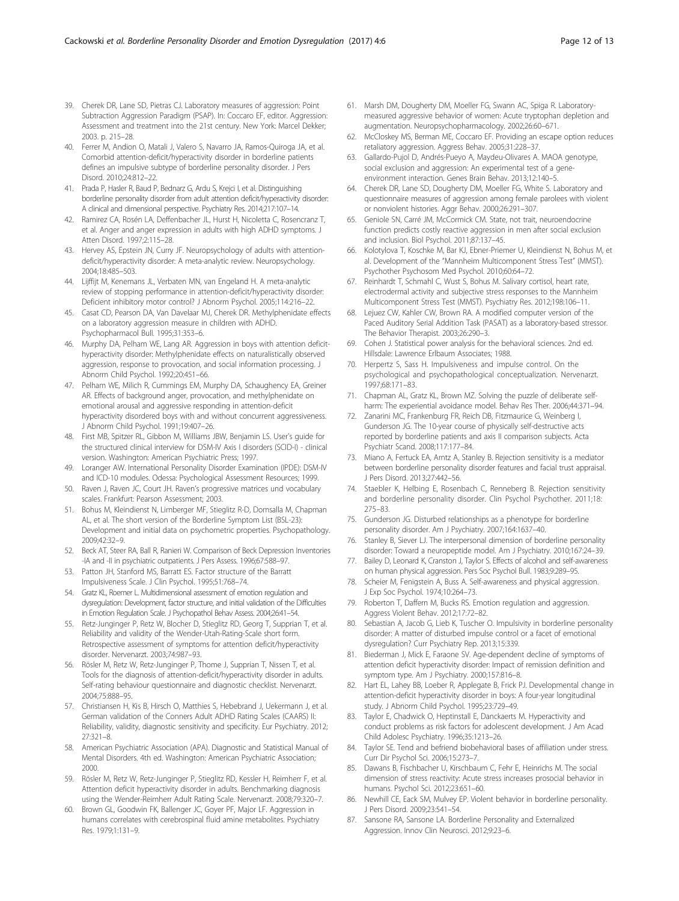39. Cherek DR, Lane SD, Pietras CJ. Laboratory measures of aggression: Point Subtraction Aggression Paradigm (PSAP). In: Coccaro EF, editor. Aggression: Assessment and treatment into the 21st century. New York: Marcel Dekker; 2003. p. 215–28.
40. Ferrer M, Andion O, Matali J, Valero S, Navarro JA, Ramos-Quiroga JA, et al. Comorbid attention-deficit/hyperactivity disorder in borderline patients defines an impulsive subtype of borderline personality disorder. J Pers Disord. 2010;24:812–22.
41. Prada P, Hasler R, Baud P, Bednarz G, Ardu S, Krejci I, et al. Distinguishing borderline personality disorder from adult attention deficit/hyperactivity disorder: A clinical and dimensional perspective. Psychiatry Res. 2014;217:107–14.
42. Ramirez CA, Rosén LA, Deffenbacher JL, Hurst H, Nicoletta C, Rosencranz T, et al. Anger and anger expression in adults with high ADHD symptoms. J Atten Disord. 1997;2:115–28.
43. Hervey AS, Epstein JN, Curry JF. Neuropsychology of adults with attention-deficit/hyperactivity disorder: A meta-analytic review. Neuropsychology. 2004;18:485–503.
44. Lijffijt M, Kenemans JL, Verbaten MN, van Engeland H. A meta-analytic review of stopping performance in attention-deficit/hyperactivity disorder: Deficient inhibitory motor control? J Abnorm Psychol. 2005;114:216–22.
45. Casat CD, Pearson DA, Van Davelaar MJ, Cherek DR. Methylphenidate effects on a laboratory aggression measure in children with ADHD. Psychopharmacol Bull. 1995;31:353–6.
46. Murphy DA, Pelham WE, Lang AR. Aggression in boys with attention deficit-hyperactivity disorder: Methylphenidate effects on naturalistically observed aggression, response to provocation, and social information processing. J Abnorm Child Psychol. 1992;20:451–66.
47. Pelham WE, Milich R, Cummings EM, Murphy DA, Schaughency EA, Greiner AR. Effects of background anger, provocation, and methylphenidate on emotional arousal and aggressive responding in attention-deficit hyperactivity disordered boys with and without concurrent aggressiveness. J Abnorm Child Psychol. 1991;19:407–26.
48. First MB, Spitzer RL, Gibbon M, Williams JBW, Benjamin LS. User's guide for the structured clinical interview for DSM-IV Axis I disorders (SCID-I) - clinical version. Washington: American Psychiatric Press; 1997.
49. Loranger AW. International Personality Disorder Examination (IPDE): DSM-IV and ICD-10 modules. Odessa: Psychological Assessment Resources; 1999.
50. Raven J, Raven JC, Court JH. Raven's progressive matrices und vocabulary scales. Frankfurt: Pearson Assessment; 2003.
51. Bohus M, Kleindienst N, Limberger MF, Stieglitz R-D, Domsalla M, Chapman AL, et al. The short version of the Borderline Symptom List (BSL-23): Development and initial data on psychometric properties. Psychopathology. 2009;42:32–9.
52. Beck AT, Steer RA, Ball R, Ranieri W. Comparison of Beck Depression Inventories -IA and -II in psychiatric outpatients. J Pers Assess. 1996;67:588–97.
53. Patton JH, Stanford MS, Barratt ES. Factor structure of the Barratt Impulsiveness Scale. J Clin Psychol. 1995;51:768–74.
54. Gratz KL, Roemer L. Multidimensional assessment of emotion regulation and dysregulation: Development, factor structure, and initial validation of the Difficulties in Emotion Regulation Scale. J Psychopathol Behav Assess. 2004;26:41–54.
55. Retz-Junginger P, Retz W, Blocher D, Stieglitz RD, Georg T, Supprian T, et al. Reliability and validity of the Wender-Utah-Rating-Scale short form. Retrospective assessment of symptoms for attention deficit/hyperactivity disorder. Nervenarzt. 2003;74:987–93.
56. Rösler M, Retz W, Retz-Junginger P, Thome J, Supprian T, Nissen T, et al. Tools for the diagnosis of attention-deficit/hyperactivity disorder in adults. Self-rating behaviour questionnaire and diagnostic checklist. Nervenarzt. 2004;75:888–95.
57. Christiansen H, Kis B, Hirsch O, Matthies S, Hebebrand J, Uekermann J, et al. German validation of the Conners Adult ADHD Rating Scales (CAARS) II: Reliability, validity, diagnostic sensitivity and specificity. Eur Psychiatry. 2012; 27:321–8.
58. American Psychiatric Association (APA). Diagnostic and Statistical Manual of Mental Disorders. 4th ed. Washington: American Psychiatric Association; 2000.
59. Rösler M, Retz W, Retz-Junginger P, Stieglitz RD, Kessler H, Reimherr F, et al. Attention deficit hyperactivity disorder in adults. Benchmarking diagnosis using the Wender-Reimherr Adult Rating Scale. Nervenarzt. 2008;79:320–7.
60. Brown GL, Goodwin FK, Ballenger JC, Goyer PF, Major LF. Aggression in humans correlates with cerebrospinal fluid amine metabolites. Psychiatry Res. 1979;1:131–9.
61. Marsh DM, Dougherty DM, Moeller FG, Swann AC, Spiga R. Laboratory-measured aggressive behavior of women: Acute tryptophan depletion and augmentation. Neuropsychopharmacology. 2002;26:60–671.
62. McCloskey MS, Berman ME, Coccaro EF. Providing an escape option reduces retaliatory aggression. Aggress Behav. 2005;31:228–37.
63. Gallardo-Pujol D, Andrés-Pueyo A, Maydeu-Olivares A. MAOA genotype, social exclusion and aggression: An experimental test of a gene-environment interaction. Genes Brain Behav. 2013;12:140–5.
64. Cherek DR, Lane SD, Dougherty DM, Moeller FG, White S. Laboratory and questionnaire measures of aggression among female parolees with violent or nonviolent histories. Aggr Behav. 2000;26:291–307.
65. Geniole SN, Carré JM, McCormick CM. State, not trait, neuroendocrine function predicts costly reactive aggression in men after social exclusion and inclusion. Biol Psychol. 2011;87:137–45.
66. Kolotylova T, Koschke M, Bar KJ, Ebner-Priemer U, Kleindienst N, Bohus M, et al. Development of the "Mannheim Multicomponent Stress Test" (MMST). Psychother Psychosom Med Psychol. 2010;60:64–72.
67. Reinhardt T, Schmahl C, Wust S, Bohus M. Salivary cortisol, heart rate, electrodermal activity and subjective stress responses to the Mannheim Multicomponent Stress Test (MMST). Psychiatry Res. 2012;198:106–11.
68. Lejuez CW, Kahler CW, Brown RA. A modified computer version of the Paced Auditory Serial Addition Task (PASAT) as a laboratory-based stressor. The Behavior Therapist. 2003;26:290–3.
69. Cohen J. Statistical power analysis for the behavioral sciences. 2nd ed. Hillsdale: Lawrence Erlbaum Associates; 1988.
70. Herpertz S, Sass H. Impulsiveness and impulse control. On the psychological and psychopathological conceptualization. Nervenarzt. 1997;68:171–83.
71. Chapman AL, Gratz KL, Brown MZ. Solving the puzzle of deliberate self-harm: The experiential avoidance model. Behav Res Ther. 2006;44:371–94.
72. Zanarini MC, Frankenburg FR, Reich DB, Fitzmaurice G, Weinberg I, Gunderson JG. The 10-year course of physically self-destructive acts reported by borderline patients and axis II comparison subjects. Acta Psychiatr Scand. 2008;117:177–84.
73. Miano A, Fertuck EA, Arntz A, Stanley B. Rejection sensitivity is a mediator between borderline personality disorder features and facial trust appraisal. J Pers Disord. 2013;27:442–56.
74. Staebler K, Helbing E, Rosenbach C, Renneberg B. Rejection sensitivity and borderline personality disorder. Clin Psychol Psychother. 2011;18: 275–83.
75. Gunderson JG. Disturbed relationships as a phenotype for borderline personality disorder. Am J Psychiatry. 2007;164:1637–40.
76. Stanley B, Siever LJ. The interpersonal dimension of borderline personality disorder: Toward a neuropeptide model. Am J Psychiatry. 2010;167:24–39.
77. Bailey D, Leonard K, Cranston J, Taylor S. Effects of alcohol and self-awareness on human physical aggression. Pers Soc Psychol Bull. 1983;9:289–95.
78. Scheier M, Fenigstein A, Buss A. Self-awareness and physical aggression. J Exp Soc Psychol. 1974;10:264–73.
79. Roberton T, Daffern M, Bucks RS. Emotion regulation and aggression. Aggress Violent Behav. 2012;17:72–82.
80. Sebastian A, Jacob G, Lieb K, Tuscher O. Impulsivity in borderline personality disorder: A matter of disturbed impulse control or a facet of emotional dysregulation? Curr Psychiatry Rep. 2013;15:339.
81. Biederman J, Mick E, Faraone SV. Age-dependent decline of symptoms of attention deficit hyperactivity disorder: Impact of remission definition and symptom type. Am J Psychiatry. 2000;157:816–8.
82. Hart EL, Lahey BB, Loeber R, Applegate B, Frick PJ. Developmental change in attention-deficit hyperactivity disorder in boys: A four-year longitudinal study. J Abnorm Child Psychol. 1995;23:729–49.
83. Taylor E, Chadwick O, Heptinstall E, Danckaerts M. Hyperactivity and conduct problems as risk factors for adolescent development. J Am Acad Child Adolesc Psychiatry. 1996;35:1213–26.
84. Taylor SE. Tend and befriend biobehavioral bases of affiliation under stress. Curr Dir Psychol Sci. 2006;15:273–7.
85. Dawans B, Fischbacher U, Kirschbaum C, Fehr E, Heinrichs M. The social dimension of stress reactivity: Acute stress increases prosocial behavior in humans. Psychol Sci. 2012;23:651–60.
86. Newhill CE, Eack SM, Mulvey EP. Violent behavior in borderline personality. J Pers Disord. 2009;23:541–54.
87. Sansone RA, Sansone LA. Borderline Personality and Externalized Aggression. Innov Clin Neurosci. 2012;9:23–6.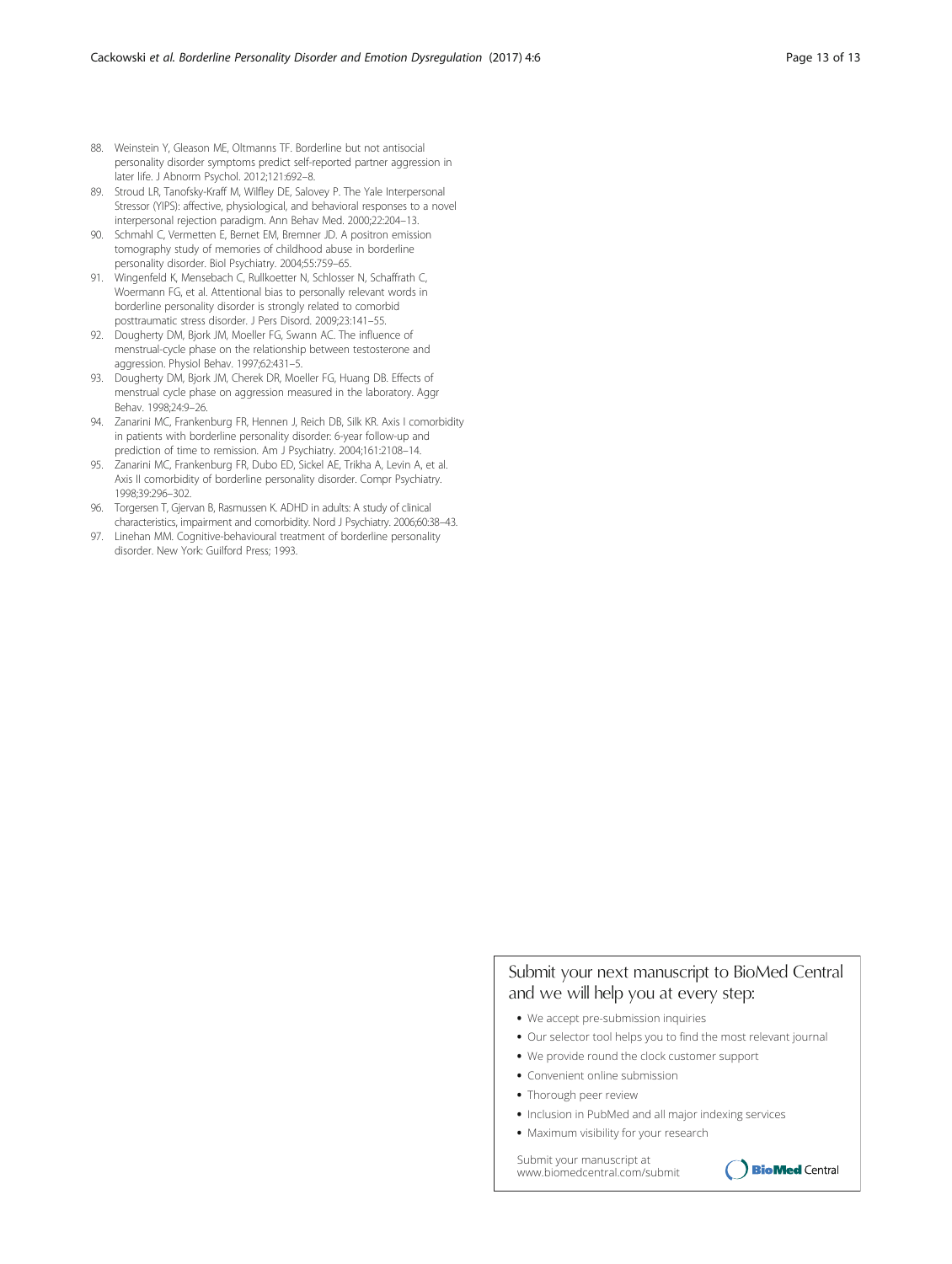88. Weinstein Y, Gleason ME, Oltmanns TF. Borderline but not antisocial personality disorder symptoms predict self-reported partner aggression in later life. J Abnorm Psychol. 2012;121:692–8.
89. Stroud LR, Tanofsky-Kraff M, Wilfley DE, Salovey P. The Yale Interpersonal Stressor (YIPS): affective, physiological, and behavioral responses to a novel interpersonal rejection paradigm. Ann Behav Med. 2000;22:204–13.
90. Schmahl C, Vermetten E, Bernet EM, Bremner JD. A positron emission tomography study of memories of childhood abuse in borderline personality disorder. Biol Psychiatry. 2004;55:759–65.
91. Wingenfeld K, Mensebach C, Rullkoetter N, Schlosser N, Schaffrath C, Woermann FG, et al. Attentional bias to personally relevant words in borderline personality disorder is strongly related to comorbid posttraumatic stress disorder. J Pers Disord. 2009;23:141–55.
92. Dougherty DM, Bjork JM, Moeller FG, Swann AC. The influence of menstrual-cycle phase on the relationship between testosterone and aggression. Physiol Behav. 1997;62:431–5.
93. Dougherty DM, Bjork JM, Cherek DR, Moeller FG, Huang DB. Effects of menstrual cycle phase on aggression measured in the laboratory. Aggr Behav. 1998;24:9–26.
94. Zanarini MC, Frankenburg FR, Hennen J, Reich DB, Silk KR. Axis I comorbidity in patients with borderline personality disorder: 6-year follow-up and prediction of time to remission. Am J Psychiatry. 2004;161:2108–14.
95. Zanarini MC, Frankenburg FR, Dubo ED, Sickel AE, Trikha A, Levin A, et al. Axis II comorbidity of borderline personality disorder. Compr Psychiatry. 1998;39:296–302.
96. Torgersen T, Gjervan B, Rasmussen K. ADHD in adults: A study of clinical characteristics, impairment and comorbidity. Nord J Psychiatry. 2006;60:38–43.
97. Linehan MM. Cognitive-behavioural treatment of borderline personality disorder. New York: Guilford Press; 1993.

Submit your next manuscript to BioMed Central and we will help you at every step:

- We accept pre-submission inquiries
- Our selector tool helps you to find the most relevant journal
- We provide round the clock customer support
- Convenient online submission
- Thorough peer review
- Inclusion in PubMed and all major indexing services
- Maximum visibility for your research

Submit your manuscript at
www.biomedcentral.com/submit

BioMed Central